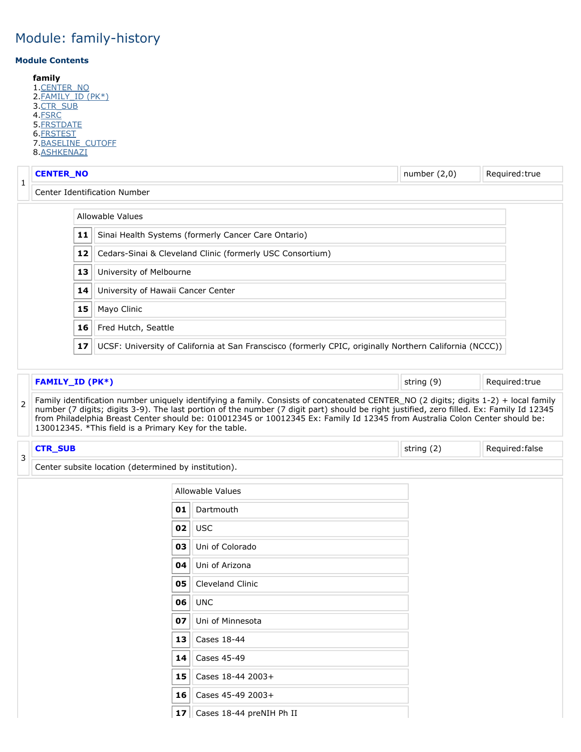# Module: family-history

### Module Contents

**family**

1. CENTER_NO
2. FAMILY_ID (PK*)
3. CTR_SUB
4. FSRC
5. FRSTDATE
6. FRSTEST
7. BASELINE_CUTOFF
8. ASHKENAZI

| 1 | **CENTER_NO** | number (2,0) | Required:true |
|---|---|---|---|
| | Center Identification Number | | |

| Allowable Values | |
|---|---|
| **11** | Sinai Health Systems (formerly Cancer Care Ontario) |
| **12** | Cedars-Sinai & Cleveland Clinic (formerly USC Consortium) |
| **13** | University of Melbourne |
| **14** | University of Hawaii Cancer Center |
| **15** | Mayo Clinic |
| **16** | Fred Hutch, Seattle |
| **17** | UCSF: University of California at San Franscisco (formerly CPIC, originally Northern California (NCCC)) |

| 2 | **FAMILY_ID (PK*)** | string (9) | Required:true |
|---|---|---|---|
| | Family identification number uniquely identifying a family. Consists of concatenated CENTER_NO (2 digits; digits 1-2) + local family number (7 digits; digits 3-9). The last portion of the number (7 digit part) should be right justified, zero filled. Ex: Family Id 12345 from Philadelphia Breast Center should be: 010012345 or 10012345 Ex: Family Id 12345 from Australia Colon Center should be: 130012345. *This field is a Primary Key for the table. | | |

| 3 | **CTR_SUB** | string (2) | Required:false |
|---|---|---|---|
| | Center subsite location (determined by institution). | | |

| Allowable Values | |
|---|---|
| **01** | Dartmouth |
| **02** | USC |
| **03** | Uni of Colorado |
| **04** | Uni of Arizona |
| **05** | Cleveland Clinic |
| **06** | UNC |
| **07** | Uni of Minnesota |
| **13** | Cases 18-44 |
| **14** | Cases 45-49 |
| **15** | Cases 18-44 2003+ |
| **16** | Cases 45-49 2003+ |
| **17** | Cases 18-44 preNIH Ph II |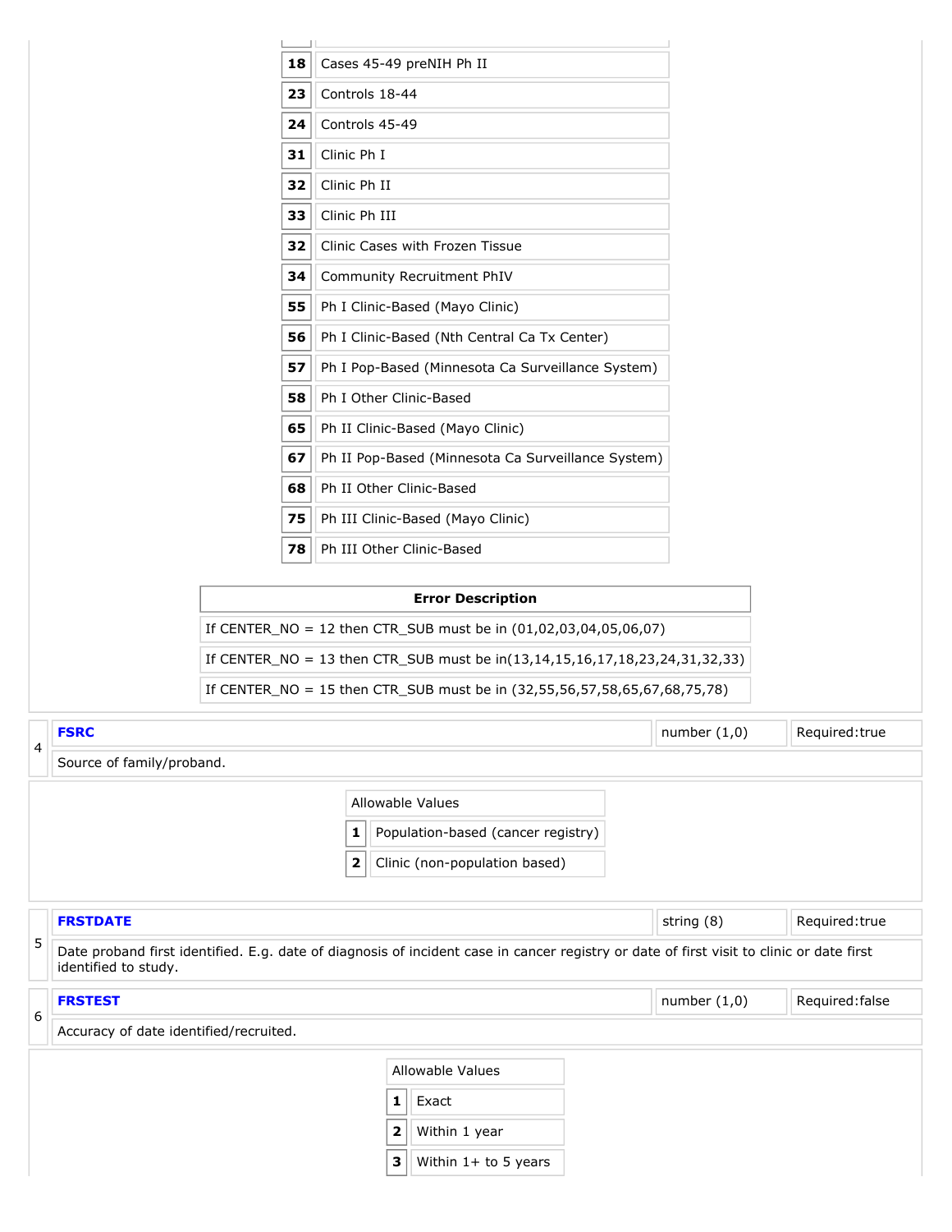| | |
|---|---|
| 18 | Cases 45-49 preNIH Ph II |
| 23 | Controls 18-44 |
| 24 | Controls 45-49 |
| 31 | Clinic Ph I |
| 32 | Clinic Ph II |
| 33 | Clinic Ph III |
| 32 | Clinic Cases with Frozen Tissue |
| 34 | Community Recruitment PhIV |
| 55 | Ph I Clinic-Based (Mayo Clinic) |
| 56 | Ph I Clinic-Based (Nth Central Ca Tx Center) |
| 57 | Ph I Pop-Based (Minnesota Ca Surveillance System) |
| 58 | Ph I Other Clinic-Based |
| 65 | Ph II Clinic-Based (Mayo Clinic) |
| 67 | Ph II Pop-Based (Minnesota Ca Surveillance System) |
| 68 | Ph II Other Clinic-Based |
| 75 | Ph III Clinic-Based (Mayo Clinic) |
| 78 | Ph III Other Clinic-Based |

| Error Description |
|---|
| If CENTER_NO = 12 then CTR_SUB must be in (01,02,03,04,05,06,07) |
| If CENTER_NO = 13 then CTR_SUB must be in(13,14,15,16,17,18,23,24,31,32,33) |
| If CENTER_NO = 15 then CTR_SUB must be in (32,55,56,57,58,65,67,68,75,78) |

| 4 | **FSRC** | number (1,0) | Required:true |
|---|---|---|---|
| | Source of family/proband. | | |

| Allowable Values | |
|---|---|
| 1 | Population-based (cancer registry) |
| 2 | Clinic (non-population based) |

| 5 | **FRSTDATE** | string (8) | Required:true |
|---|---|---|---|
| | Date proband first identified. E.g. date of diagnosis of incident case in cancer registry or date of first visit to clinic or date first identified to study. | | |

| 6 | **FRSTEST** | number (1,0) | Required:false |
|---|---|---|---|
| | Accuracy of date identified/recruited. | | |

| Allowable Values | |
|---|---|
| 1 | Exact |
| 2 | Within 1 year |
| 3 | Within 1+ to 5 years |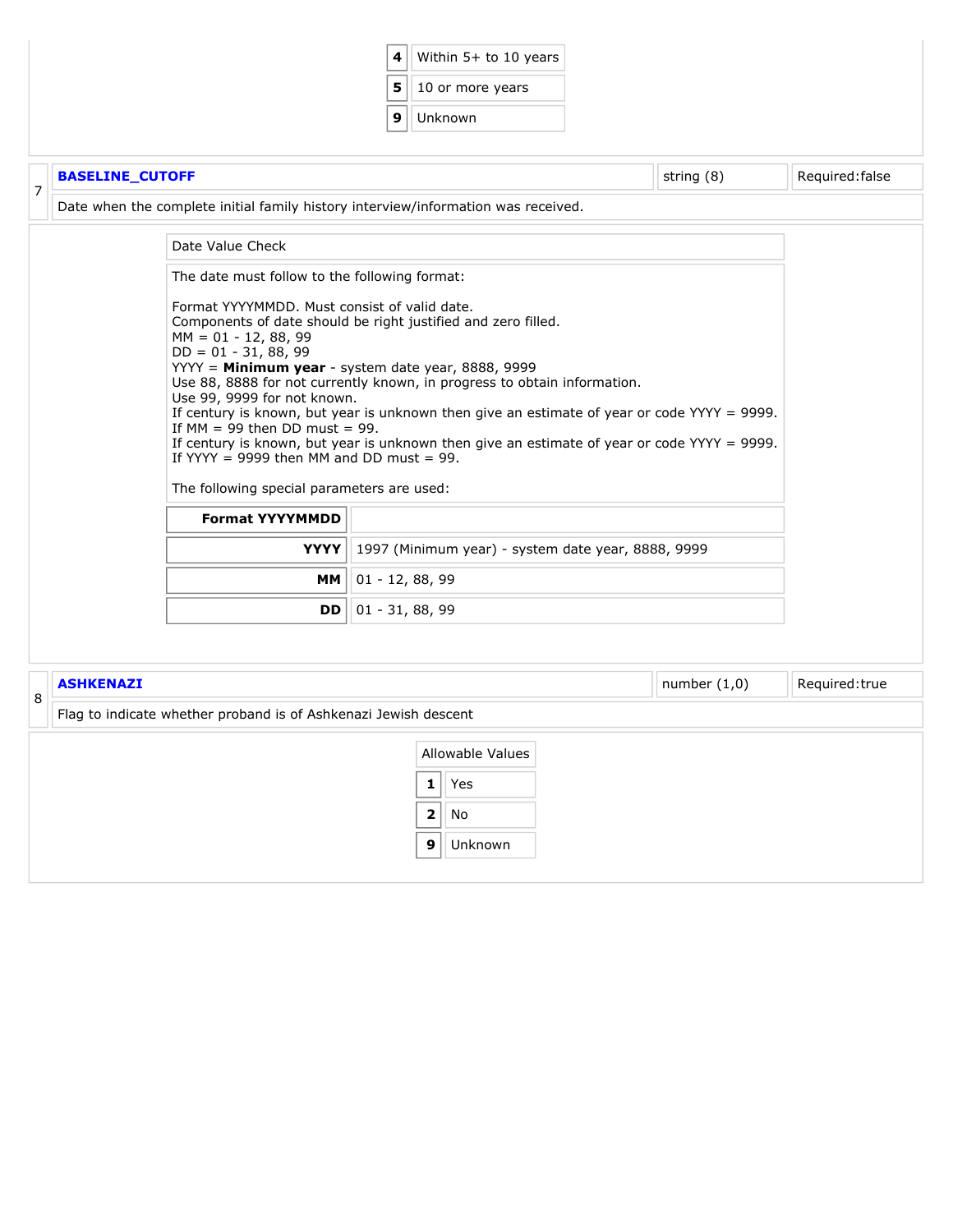| | |
|---|---|
| **4** | Within 5+ to 10 years |
| **5** | 10 or more years |
| **9** | Unknown |

| 7 | **BASELINE_CUTOFF** | string (8) | Required:false |
|---|---|---|---|
| | Date when the complete initial family history interview/information was received. | | |

Date Value Check

The date must follow to the following format:

Format YYYYMMDD. Must consist of valid date.
Components of date should be right justified and zero filled.
MM = 01 - 12, 88, 99
DD = 01 - 31, 88, 99
YYYY = **Minimum year** - system date year, 8888, 9999
Use 88, 8888 for not currently known, in progress to obtain information.
Use 99, 9999 for not known.
If century is known, but year is unknown then give an estimate of year or code YYYY = 9999.
If MM = 99 then DD must = 99.
If century is known, but year is unknown then give an estimate of year or code YYYY = 9999.
If YYYY = 9999 then MM and DD must = 99.

The following special parameters are used:

| **Format YYYYMMDD** | |
|---|---|
| **YYYY** | 1997 (Minimum year) - system date year, 8888, 9999 |
| **MM** | 01 - 12, 88, 99 |
| **DD** | 01 - 31, 88, 99 |

| 8 | **ASHKENAZI** | number (1,0) | Required:true |
|---|---|---|---|
| | Flag to indicate whether proband is of Ashkenazi Jewish descent | | |

| Allowable Values | |
|---|---|
| **1** | Yes |
| **2** | No |
| **9** | Unknown |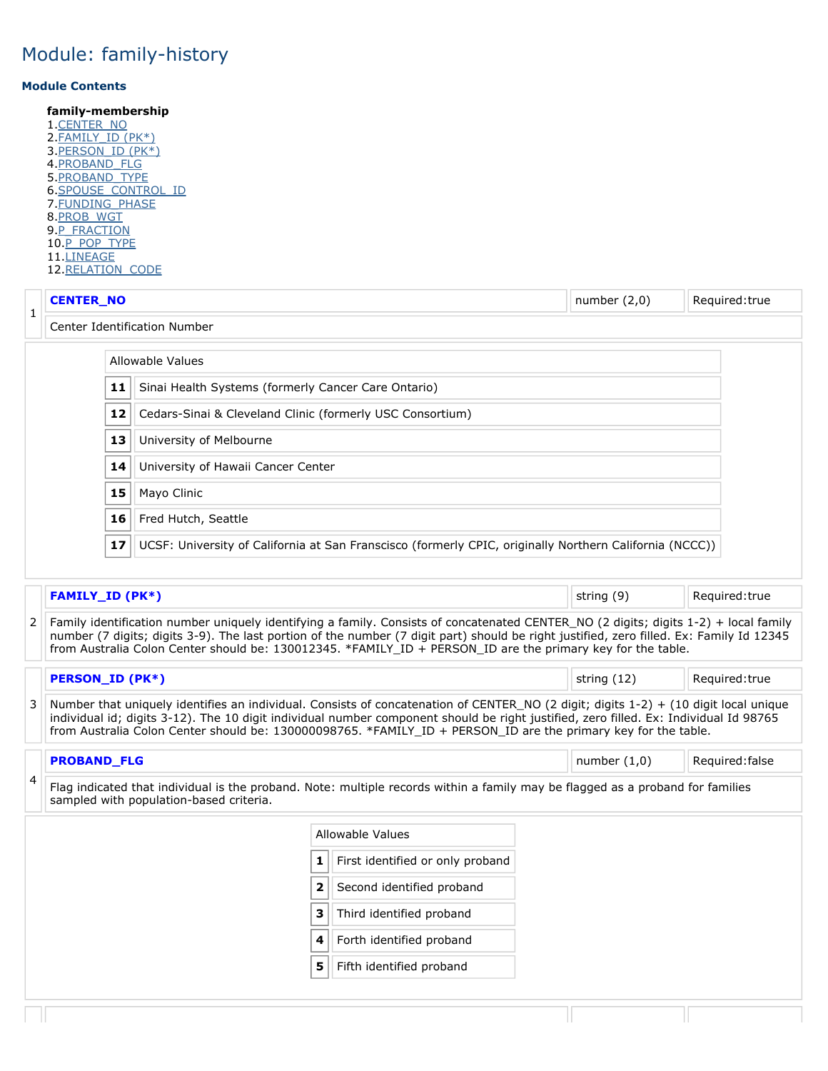# Module: family-history

### Module Contents

**family-membership**

1. CENTER_NO
2. FAMILY_ID (PK*)
3. PERSON_ID (PK*)
4. PROBAND_FLG
5. PROBAND_TYPE
6. SPOUSE_CONTROL_ID
7. FUNDING_PHASE
8. PROB_WGT
9. P_FRACTION
10. P_POP_TYPE
11. LINEAGE
12. RELATION_CODE

| 1 | **CENTER_NO** | number (2,0) | Required:true |
|---|---|---|---|
| | Center Identification Number | | |

| Allowable Values | |
|---|---|
| **11** | Sinai Health Systems (formerly Cancer Care Ontario) |
| **12** | Cedars-Sinai & Cleveland Clinic (formerly USC Consortium) |
| **13** | University of Melbourne |
| **14** | University of Hawaii Cancer Center |
| **15** | Mayo Clinic |
| **16** | Fred Hutch, Seattle |
| **17** | UCSF: University of California at San Franscisco (formerly CPIC, originally Northern California (NCCC)) |

| 2 | **FAMILY_ID (PK*)** | string (9) | Required:true |
|---|---|---|---|
| | Family identification number uniquely identifying a family. Consists of concatenated CENTER_NO (2 digits; digits 1-2) + local family number (7 digits; digits 3-9). The last portion of the number (7 digit part) should be right justified, zero filled. Ex: Family Id 12345 from Australia Colon Center should be: 130012345. *FAMILY_ID + PERSON_ID are the primary key for the table. | | |

| 3 | **PERSON_ID (PK*)** | string (12) | Required:true |
|---|---|---|---|
| | Number that uniquely identifies an individual. Consists of concatenation of CENTER_NO (2 digit; digits 1-2) + (10 digit local unique individual id; digits 3-12). The 10 digit individual number component should be right justified, zero filled. Ex: Individual Id 98765 from Australia Colon Center should be: 130000098765. *FAMILY_ID + PERSON_ID are the primary key for the table. | | |

| 4 | **PROBAND_FLG** | number (1,0) | Required:false |
|---|---|---|---|
| | Flag indicated that individual is the proband. Note: multiple records within a family may be flagged as a proband for families sampled with population-based criteria. | | |

| Allowable Values | |
|---|---|
| **1** | First identified or only proband |
| **2** | Second identified proband |
| **3** | Third identified proband |
| **4** | Forth identified proband |
| **5** | Fifth identified proband |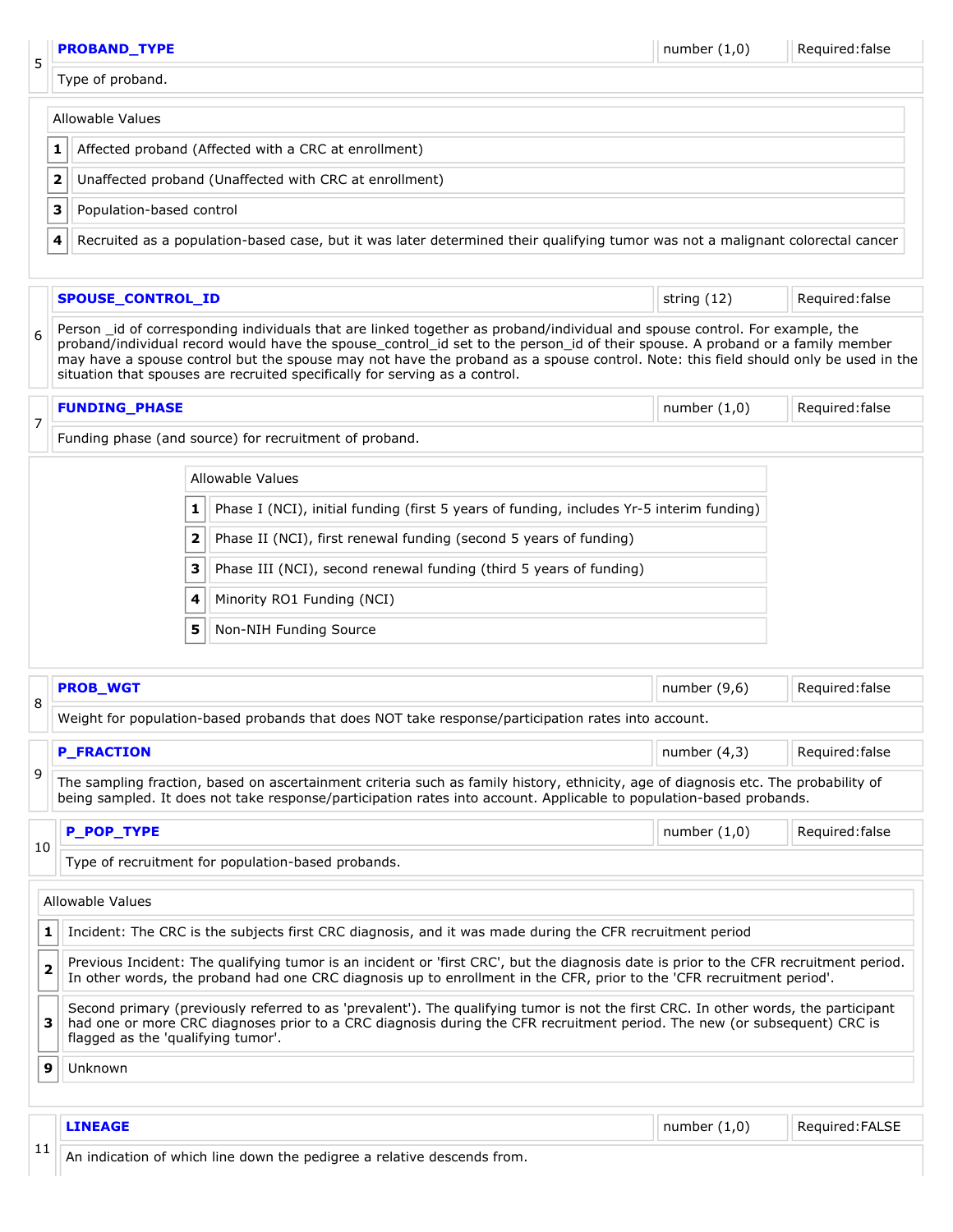| 5 | **PROBAND_TYPE** | number (1,0) | Required:false |
|---|---|---|---|
| | Type of proband. | | |

Allowable Values

| | |
|---|---|
| 1 | Affected proband (Affected with a CRC at enrollment) |
| 2 | Unaffected proband (Unaffected with CRC at enrollment) |
| 3 | Population-based control |
| 4 | Recruited as a population-based case, but it was later determined their qualifying tumor was not a malignant colorectal cancer |

| 6 | **SPOUSE_CONTROL_ID** | string (12) | Required:false |
|---|---|---|---|
| | Person _id of corresponding individuals that are linked together as proband/individual and spouse control. For example, the proband/individual record would have the spouse_control_id set to the person_id of their spouse. A proband or a family member may have a spouse control but the spouse may not have the proband as a spouse control. Note: this field should only be used in the situation that spouses are recruited specifically for serving as a control. | | |

| 7 | **FUNDING_PHASE** | number (1,0) | Required:false |
|---|---|---|---|
| | Funding phase (and source) for recruitment of proband. | | |

Allowable Values

| | |
|---|---|
| 1 | Phase I (NCI), initial funding (first 5 years of funding, includes Yr-5 interim funding) |
| 2 | Phase II (NCI), first renewal funding (second 5 years of funding) |
| 3 | Phase III (NCI), second renewal funding (third 5 years of funding) |
| 4 | Minority RO1 Funding (NCI) |
| 5 | Non-NIH Funding Source |

| 8 | **PROB_WGT** | number (9,6) | Required:false |
|---|---|---|---|
| | Weight for population-based probands that does NOT take response/participation rates into account. | | |

| 9 | **P_FRACTION** | number (4,3) | Required:false |
|---|---|---|---|
| | The sampling fraction, based on ascertainment criteria such as family history, ethnicity, age of diagnosis etc. The probability of being sampled. It does not take response/participation rates into account. Applicable to population-based probands. | | |

| 10 | **P_POP_TYPE** | number (1,0) | Required:false |
|---|---|---|---|
| | Type of recruitment for population-based probands. | | |

Allowable Values

| | |
|---|---|
| 1 | Incident: The CRC is the subjects first CRC diagnosis, and it was made during the CFR recruitment period |
| 2 | Previous Incident: The qualifying tumor is an incident or 'first CRC', but the diagnosis date is prior to the CFR recruitment period. In other words, the proband had one CRC diagnosis up to enrollment in the CFR, prior to the 'CFR recruitment period'. |
| 3 | Second primary (previously referred to as 'prevalent'). The qualifying tumor is not the first CRC. In other words, the participant had one or more CRC diagnoses prior to a CRC diagnosis during the CFR recruitment period. The new (or subsequent) CRC is flagged as the 'qualifying tumor'. |
| 9 | Unknown |

| 11 | **LINEAGE** | number (1,0) | Required:FALSE |
|---|---|---|---|
| | An indication of which line down the pedigree a relative descends from. | | |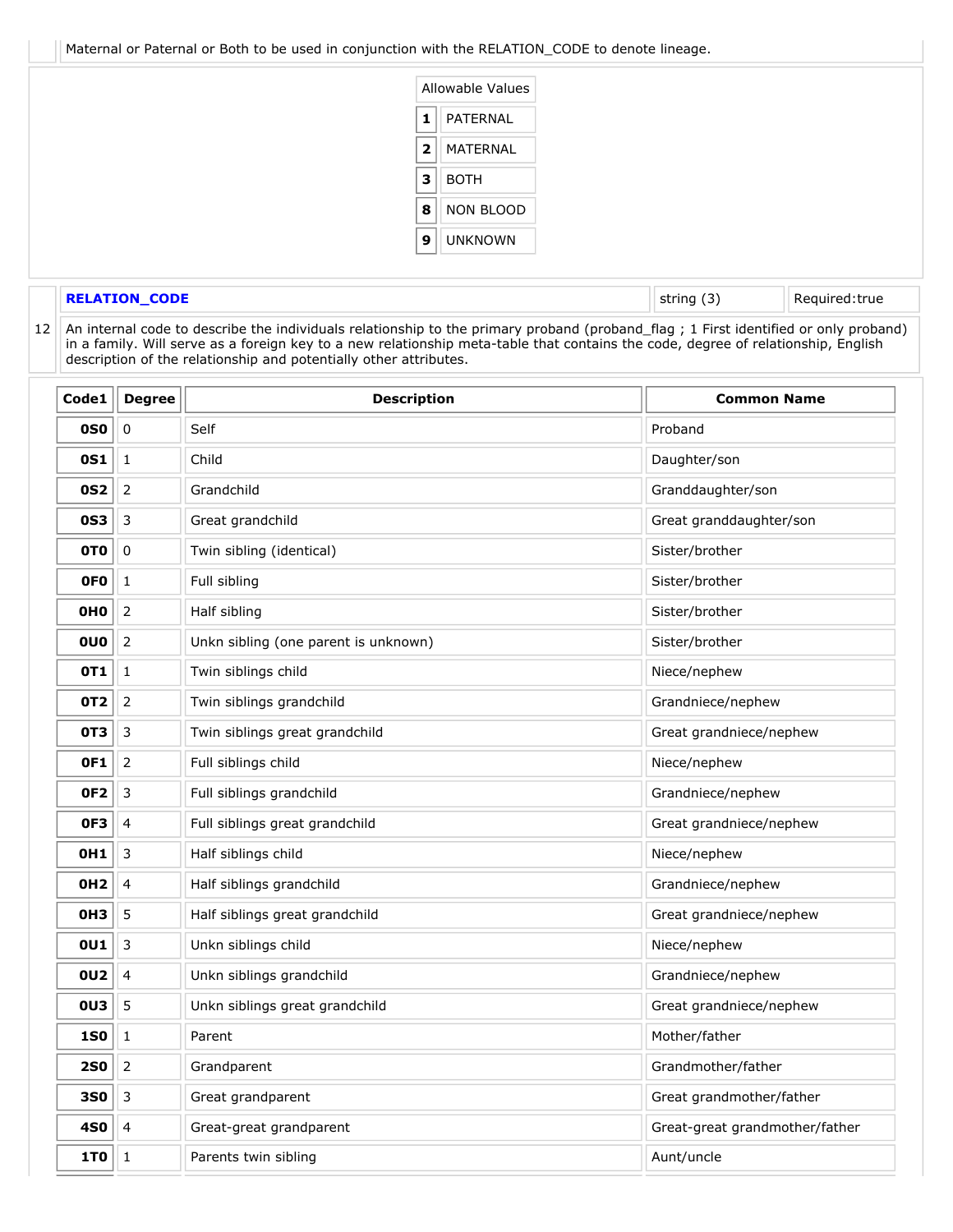Maternal or Paternal or Both to be used in conjunction with the RELATION_CODE to denote lineage.

| Allowable Values | |
|---|---|
| 1 | PATERNAL |
| 2 | MATERNAL |
| 3 | BOTH |
| 8 | NON BLOOD |
| 9 | UNKNOWN |

| 12 | **RELATION_CODE** | string (3) | Required:true |
|---|---|---|---|

An internal code to describe the individuals relationship to the primary proband (proband_flag ; 1 First identified or only proband) in a family. Will serve as a foreign key to a new relationship meta-table that contains the code, degree of relationship, English description of the relationship and potentially other attributes.

| Code1 | Degree | Description | Common Name |
|---|---|---|---|
| 0S0 | 0 | Self | Proband |
| 0S1 | 1 | Child | Daughter/son |
| 0S2 | 2 | Grandchild | Granddaughter/son |
| 0S3 | 3 | Great grandchild | Great granddaughter/son |
| 0T0 | 0 | Twin sibling (identical) | Sister/brother |
| 0F0 | 1 | Full sibling | Sister/brother |
| 0H0 | 2 | Half sibling | Sister/brother |
| 0U0 | 2 | Unkn sibling (one parent is unknown) | Sister/brother |
| 0T1 | 1 | Twin siblings child | Niece/nephew |
| 0T2 | 2 | Twin siblings grandchild | Grandniece/nephew |
| 0T3 | 3 | Twin siblings great grandchild | Great grandniece/nephew |
| 0F1 | 2 | Full siblings child | Niece/nephew |
| 0F2 | 3 | Full siblings grandchild | Grandniece/nephew |
| 0F3 | 4 | Full siblings great grandchild | Great grandniece/nephew |
| 0H1 | 3 | Half siblings child | Niece/nephew |
| 0H2 | 4 | Half siblings grandchild | Grandniece/nephew |
| 0H3 | 5 | Half siblings great grandchild | Great grandniece/nephew |
| 0U1 | 3 | Unkn siblings child | Niece/nephew |
| 0U2 | 4 | Unkn siblings grandchild | Grandniece/nephew |
| 0U3 | 5 | Unkn siblings great grandchild | Great grandniece/nephew |
| 1S0 | 1 | Parent | Mother/father |
| 2S0 | 2 | Grandparent | Grandmother/father |
| 3S0 | 3 | Great grandparent | Great grandmother/father |
| 4S0 | 4 | Great-great grandparent | Great-great grandmother/father |
| 1T0 | 1 | Parents twin sibling | Aunt/uncle |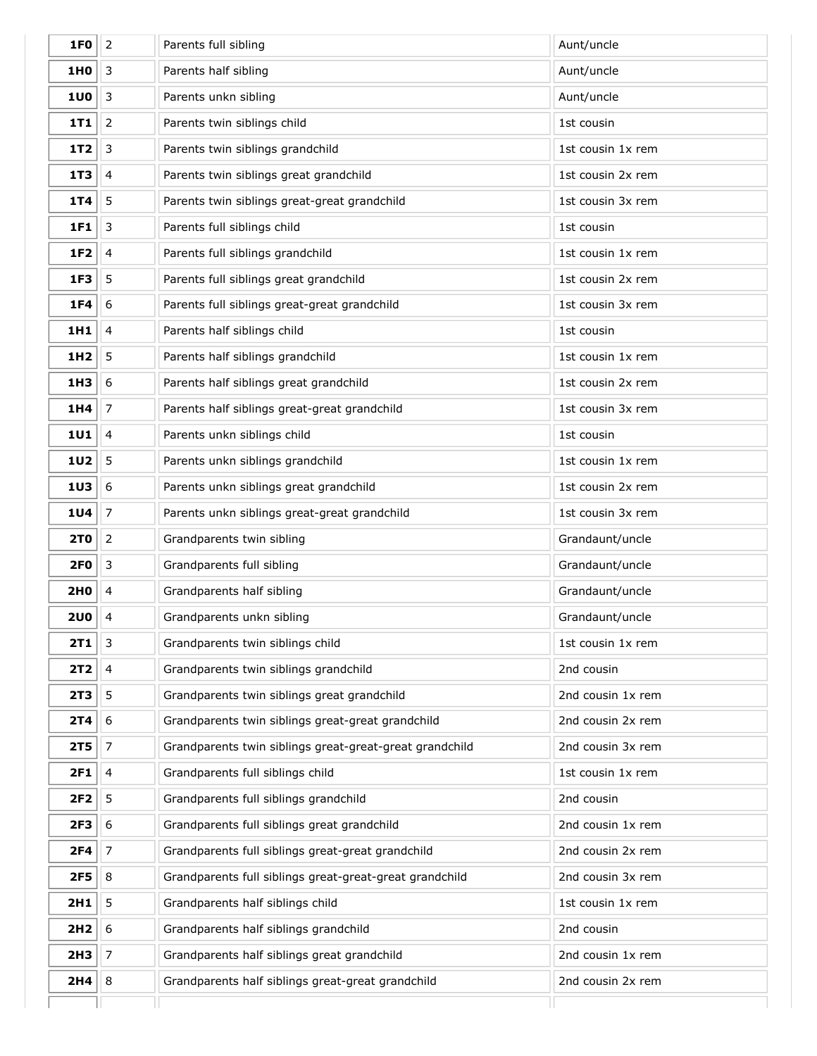| | | | |
|---|---|---|---|
| **1F0** | 2 | Parents full sibling | Aunt/uncle |
| **1H0** | 3 | Parents half sibling | Aunt/uncle |
| **1U0** | 3 | Parents unkn sibling | Aunt/uncle |
| **1T1** | 2 | Parents twin siblings child | 1st cousin |
| **1T2** | 3 | Parents twin siblings grandchild | 1st cousin 1x rem |
| **1T3** | 4 | Parents twin siblings great grandchild | 1st cousin 2x rem |
| **1T4** | 5 | Parents twin siblings great-great grandchild | 1st cousin 3x rem |
| **1F1** | 3 | Parents full siblings child | 1st cousin |
| **1F2** | 4 | Parents full siblings grandchild | 1st cousin 1x rem |
| **1F3** | 5 | Parents full siblings great grandchild | 1st cousin 2x rem |
| **1F4** | 6 | Parents full siblings great-great grandchild | 1st cousin 3x rem |
| **1H1** | 4 | Parents half siblings child | 1st cousin |
| **1H2** | 5 | Parents half siblings grandchild | 1st cousin 1x rem |
| **1H3** | 6 | Parents half siblings great grandchild | 1st cousin 2x rem |
| **1H4** | 7 | Parents half siblings great-great grandchild | 1st cousin 3x rem |
| **1U1** | 4 | Parents unkn siblings child | 1st cousin |
| **1U2** | 5 | Parents unkn siblings grandchild | 1st cousin 1x rem |
| **1U3** | 6 | Parents unkn siblings great grandchild | 1st cousin 2x rem |
| **1U4** | 7 | Parents unkn siblings great-great grandchild | 1st cousin 3x rem |
| **2T0** | 2 | Grandparents twin sibling | Grandaunt/uncle |
| **2F0** | 3 | Grandparents full sibling | Grandaunt/uncle |
| **2H0** | 4 | Grandparents half sibling | Grandaunt/uncle |
| **2U0** | 4 | Grandparents unkn sibling | Grandaunt/uncle |
| **2T1** | 3 | Grandparents twin siblings child | 1st cousin 1x rem |
| **2T2** | 4 | Grandparents twin siblings grandchild | 2nd cousin |
| **2T3** | 5 | Grandparents twin siblings great grandchild | 2nd cousin 1x rem |
| **2T4** | 6 | Grandparents twin siblings great-great grandchild | 2nd cousin 2x rem |
| **2T5** | 7 | Grandparents twin siblings great-great-great grandchild | 2nd cousin 3x rem |
| **2F1** | 4 | Grandparents full siblings child | 1st cousin 1x rem |
| **2F2** | 5 | Grandparents full siblings grandchild | 2nd cousin |
| **2F3** | 6 | Grandparents full siblings great grandchild | 2nd cousin 1x rem |
| **2F4** | 7 | Grandparents full siblings great-great grandchild | 2nd cousin 2x rem |
| **2F5** | 8 | Grandparents full siblings great-great-great grandchild | 2nd cousin 3x rem |
| **2H1** | 5 | Grandparents half siblings child | 1st cousin 1x rem |
| **2H2** | 6 | Grandparents half siblings grandchild | 2nd cousin |
| **2H3** | 7 | Grandparents half siblings great grandchild | 2nd cousin 1x rem |
| **2H4** | 8 | Grandparents half siblings great-great grandchild | 2nd cousin 2x rem |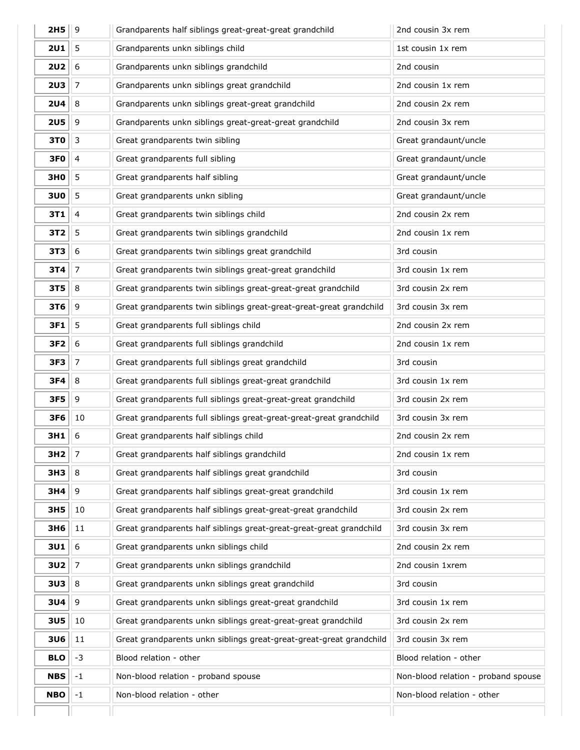| **2H5** | 9 | Grandparents half siblings great-great-great grandchild | 2nd cousin 3x rem |
|---|---|---|---|
| **2U1** | 5 | Grandparents unkn siblings child | 1st cousin 1x rem |
| **2U2** | 6 | Grandparents unkn siblings grandchild | 2nd cousin |
| **2U3** | 7 | Grandparents unkn siblings great grandchild | 2nd cousin 1x rem |
| **2U4** | 8 | Grandparents unkn siblings great-great grandchild | 2nd cousin 2x rem |
| **2U5** | 9 | Grandparents unkn siblings great-great-great grandchild | 2nd cousin 3x rem |
| **3T0** | 3 | Great grandparents twin sibling | Great grandaunt/uncle |
| **3F0** | 4 | Great grandparents full sibling | Great grandaunt/uncle |
| **3H0** | 5 | Great grandparents half sibling | Great grandaunt/uncle |
| **3U0** | 5 | Great grandparents unkn sibling | Great grandaunt/uncle |
| **3T1** | 4 | Great grandparents twin siblings child | 2nd cousin 2x rem |
| **3T2** | 5 | Great grandparents twin siblings grandchild | 2nd cousin 1x rem |
| **3T3** | 6 | Great grandparents twin siblings great grandchild | 3rd cousin |
| **3T4** | 7 | Great grandparents twin siblings great-great grandchild | 3rd cousin 1x rem |
| **3T5** | 8 | Great grandparents twin siblings great-great-great grandchild | 3rd cousin 2x rem |
| **3T6** | 9 | Great grandparents twin siblings great-great-great-great grandchild | 3rd cousin 3x rem |
| **3F1** | 5 | Great grandparents full siblings child | 2nd cousin 2x rem |
| **3F2** | 6 | Great grandparents full siblings grandchild | 2nd cousin 1x rem |
| **3F3** | 7 | Great grandparents full siblings great grandchild | 3rd cousin |
| **3F4** | 8 | Great grandparents full siblings great-great grandchild | 3rd cousin 1x rem |
| **3F5** | 9 | Great grandparents full siblings great-great-great grandchild | 3rd cousin 2x rem |
| **3F6** | 10 | Great grandparents full siblings great-great-great-great grandchild | 3rd cousin 3x rem |
| **3H1** | 6 | Great grandparents half siblings child | 2nd cousin 2x rem |
| **3H2** | 7 | Great grandparents half siblings grandchild | 2nd cousin 1x rem |
| **3H3** | 8 | Great grandparents half siblings great grandchild | 3rd cousin |
| **3H4** | 9 | Great grandparents half siblings great-great grandchild | 3rd cousin 1x rem |
| **3H5** | 10 | Great grandparents half siblings great-great-great grandchild | 3rd cousin 2x rem |
| **3H6** | 11 | Great grandparents half siblings great-great-great-great grandchild | 3rd cousin 3x rem |
| **3U1** | 6 | Great grandparents unkn siblings child | 2nd cousin 2x rem |
| **3U2** | 7 | Great grandparents unkn siblings grandchild | 2nd cousin 1xrem |
| **3U3** | 8 | Great grandparents unkn siblings great grandchild | 3rd cousin |
| **3U4** | 9 | Great grandparents unkn siblings great-great grandchild | 3rd cousin 1x rem |
| **3U5** | 10 | Great grandparents unkn siblings great-great-great grandchild | 3rd cousin 2x rem |
| **3U6** | 11 | Great grandparents unkn siblings great-great-great-great grandchild | 3rd cousin 3x rem |
| **BLO** | -3 | Blood relation - other | Blood relation - other |
| **NBS** | -1 | Non-blood relation - proband spouse | Non-blood relation - proband spouse |
| **NBO** | -1 | Non-blood relation - other | Non-blood relation - other |
| | | | |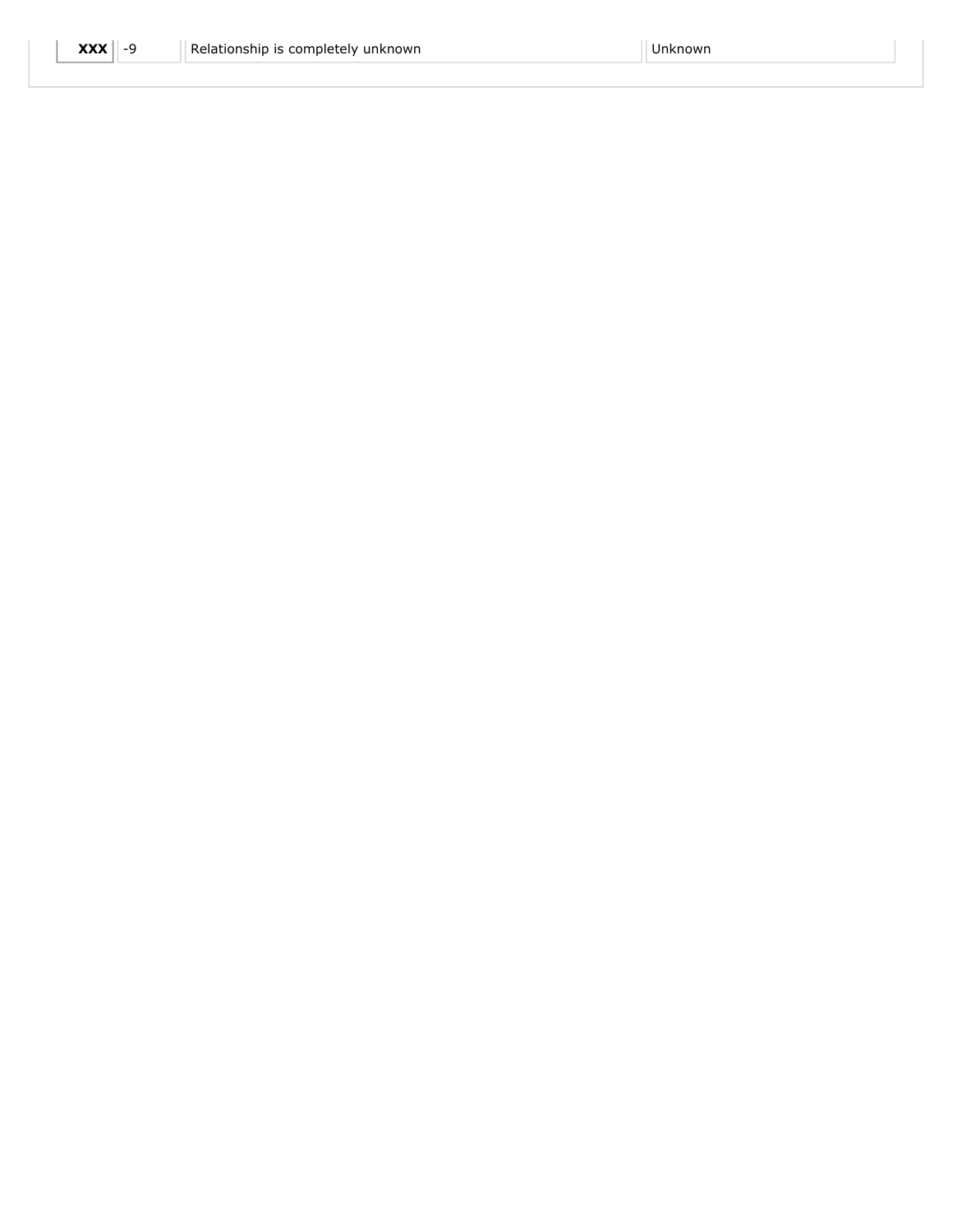| **XXX** | -9 | Relationship is completely unknown | Unknown |
|---|---|---|---|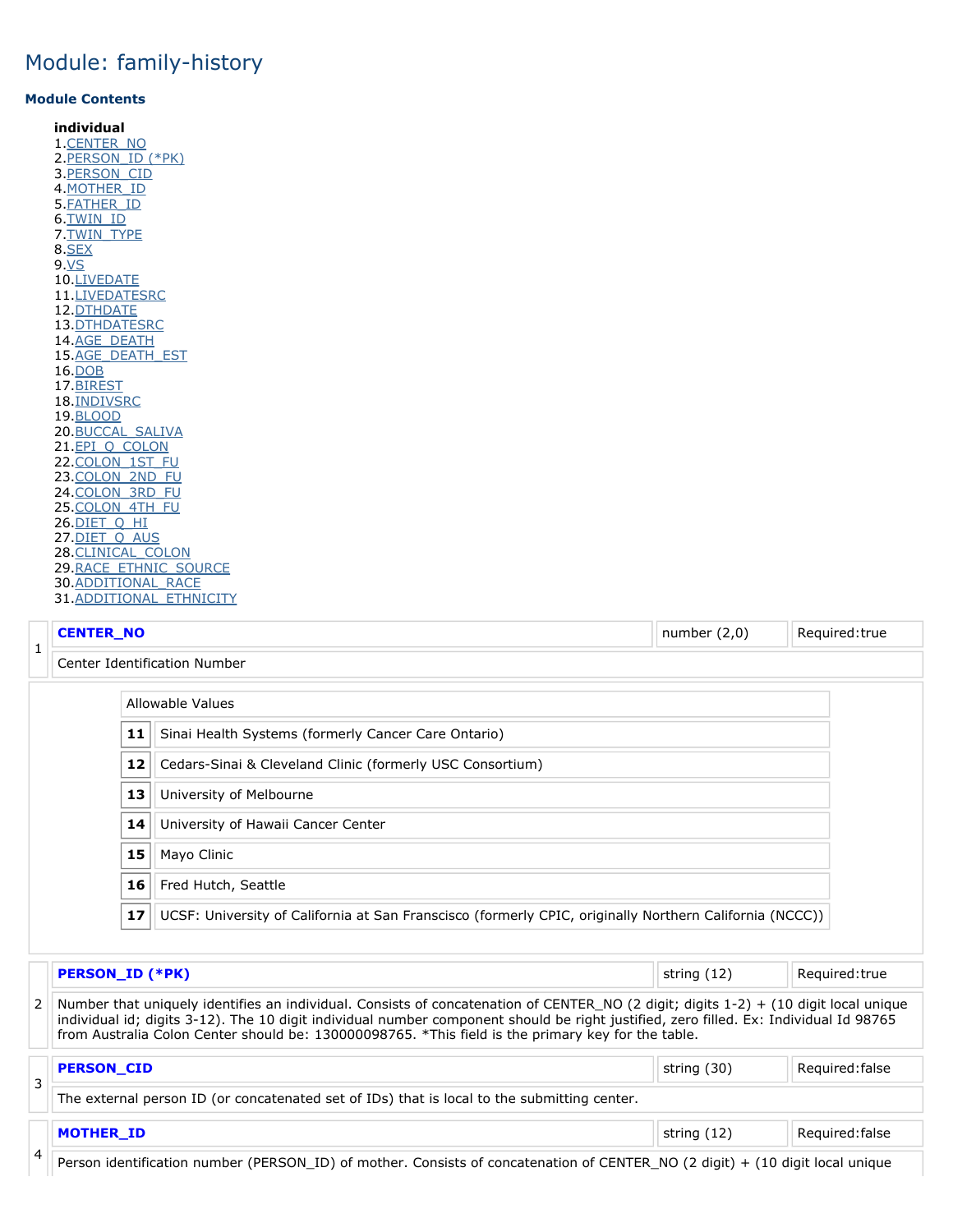# Module: family-history

### Module Contents

**individual**

1. CENTER_NO
2. PERSON_ID (*PK)
3. PERSON_CID
4. MOTHER_ID
5. FATHER_ID
6. TWIN_ID
7. TWIN_TYPE
8. SEX
9. VS
10. LIVEDATE
11. LIVEDATESRC
12. DTHDATE
13. DTHDATESRC
14. AGE_DEATH
15. AGE_DEATH_EST
16. DOB
17. BIREST
18. INDIVSRC
19. BLOOD
20. BUCCAL_SALIVA
21. EPI_Q_COLON
22. COLON_1ST_FU
23. COLON_2ND_FU
24. COLON_3RD_FU
25. COLON_4TH_FU
26. DIET_Q_HI
27. DIET_Q_AUS
28. CLINICAL_COLON
29. RACE_ETHNIC_SOURCE
30. ADDITIONAL_RACE
31. ADDITIONAL_ETHNICITY

| 1 | **CENTER_NO** | number (2,0) | Required:true |
|---|---|---|---|
| | Center Identification Number | | |

| Allowable Values | |
|---|---|
| **11** | Sinai Health Systems (formerly Cancer Care Ontario) |
| **12** | Cedars-Sinai & Cleveland Clinic (formerly USC Consortium) |
| **13** | University of Melbourne |
| **14** | University of Hawaii Cancer Center |
| **15** | Mayo Clinic |
| **16** | Fred Hutch, Seattle |
| **17** | UCSF: University of California at San Franscisco (formerly CPIC, originally Northern California (NCCC)) |

| 2 | **PERSON_ID (*PK)** | string (12) | Required:true |
|---|---|---|---|
| | Number that uniquely identifies an individual. Consists of concatenation of CENTER_NO (2 digit; digits 1-2) + (10 digit local unique individual id; digits 3-12). The 10 digit individual number component should be right justified, zero filled. Ex: Individual Id 98765 from Australia Colon Center should be: 130000098765. *This field is the primary key for the table. | | |

| 3 | **PERSON_CID** | string (30) | Required:false |
|---|---|---|---|
| | The external person ID (or concatenated set of IDs) that is local to the submitting center. | | |

| 4 | **MOTHER_ID** | string (12) | Required:false |
|---|---|---|---|
| | Person identification number (PERSON_ID) of mother. Consists of concatenation of CENTER_NO (2 digit) + (10 digit local unique | | |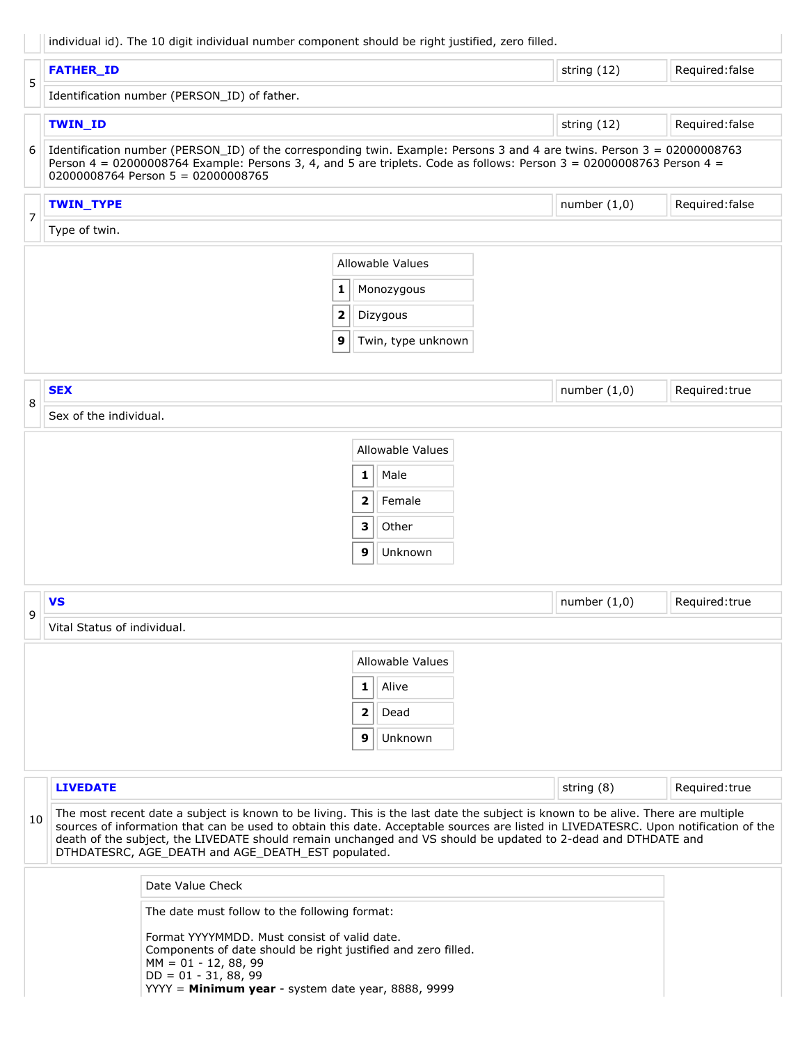individual id). The 10 digit individual number component should be right justified, zero filled.

| 5 | **FATHER_ID** | string (12) | Required:false |
|---|---|---|---|
| | Identification number (PERSON_ID) of father. | | |

| 6 | **TWIN_ID** | string (12) | Required:false |
|---|---|---|---|
| | Identification number (PERSON_ID) of the corresponding twin. Example: Persons 3 and 4 are twins. Person 3 = 02000008763 Person 4 = 02000008764 Example: Persons 3, 4, and 5 are triplets. Code as follows: Person 3 = 02000008763 Person 4 = 02000008764 Person 5 = 02000008765 | | |

| 7 | **TWIN_TYPE** | number (1,0) | Required:false |
|---|---|---|---|
| | Type of twin. | | |

| Allowable Values | |
|---|---|
| **1** | Monozygous |
| **2** | Dizygous |
| **9** | Twin, type unknown |

| 8 | **SEX** | number (1,0) | Required:true |
|---|---|---|---|
| | Sex of the individual. | | |

| Allowable Values | |
|---|---|
| **1** | Male |
| **2** | Female |
| **3** | Other |
| **9** | Unknown |

| 9 | **VS** | number (1,0) | Required:true |
|---|---|---|---|
| | Vital Status of individual. | | |

| Allowable Values | |
|---|---|
| **1** | Alive |
| **2** | Dead |
| **9** | Unknown |

| 10 | **LIVEDATE** | string (8) | Required:true |
|---|---|---|---|
| | The most recent date a subject is known to be living. This is the last date the subject is known to be alive. There are multiple sources of information that can be used to obtain this date. Acceptable sources are listed in LIVEDATESRC. Upon notification of the death of the subject, the LIVEDATE should remain unchanged and VS should be updated to 2-dead and DTHDATE and DTHDATESRC, AGE_DEATH and AGE_DEATH_EST populated. | | |

| Date Value Check |
|---|
| The date must follow to the following format:<br><br>Format YYYYMMDD. Must consist of valid date.<br>Components of date should be right justified and zero filled.<br>MM = 01 - 12, 88, 99<br>DD = 01 - 31, 88, 99<br>YYYY = **Minimum year** - system date year, 8888, 9999 |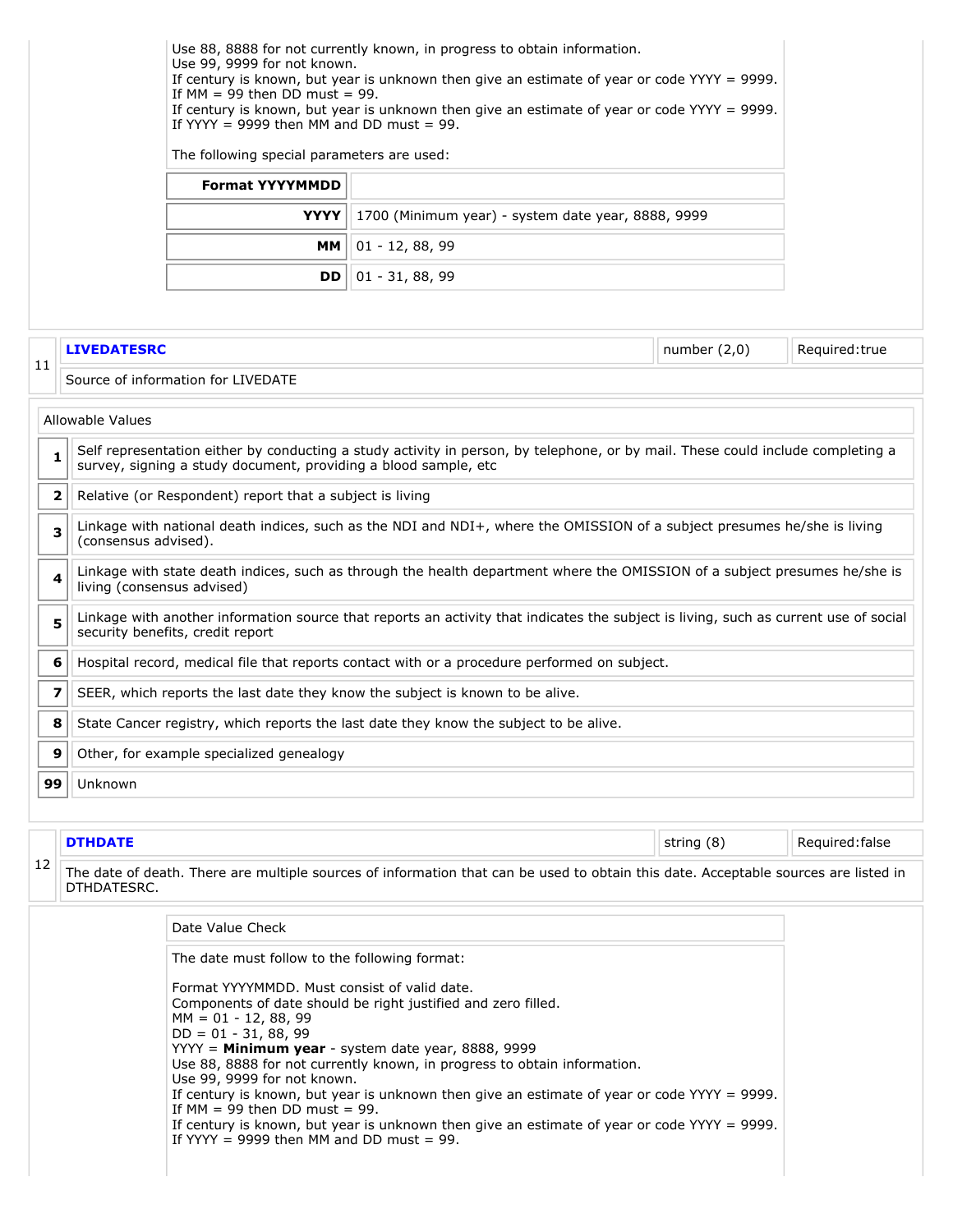Use 88, 8888 for not currently known, in progress to obtain information.
Use 99, 9999 for not known.
If century is known, but year is unknown then give an estimate of year or code YYYY = 9999.
If MM = 99 then DD must = 99.
If century is known, but year is unknown then give an estimate of year or code YYYY = 9999.
If YYYY = 9999 then MM and DD must = 99.

The following special parameters are used:

| Format YYYYMMDD | |
|---|---|
| YYYY | 1700 (Minimum year) - system date year, 8888, 9999 |
| MM | 01 - 12, 88, 99 |
| DD | 01 - 31, 88, 99 |

| 11 | **LIVEDATESRC** | number (2,0) | Required:true |
|---|---|---|---|
| | Source of information for LIVEDATE | | |

Allowable Values

| Value | Description |
|---|---|
| 1 | Self representation either by conducting a study activity in person, by telephone, or by mail. These could include completing a survey, signing a study document, providing a blood sample, etc |
| 2 | Relative (or Respondent) report that a subject is living |
| 3 | Linkage with national death indices, such as the NDI and NDI+, where the OMISSION of a subject presumes he/she is living (consensus advised). |
| 4 | Linkage with state death indices, such as through the health department where the OMISSION of a subject presumes he/she is living (consensus advised) |
| 5 | Linkage with another information source that reports an activity that indicates the subject is living, such as current use of social security benefits, credit report |
| 6 | Hospital record, medical file that reports contact with or a procedure performed on subject. |
| 7 | SEER, which reports the last date they know the subject is known to be alive. |
| 8 | State Cancer registry, which reports the last date they know the subject to be alive. |
| 9 | Other, for example specialized genealogy |
| 99 | Unknown |

| 12 | **DTHDATE** | string (8) | Required:false |
|---|---|---|---|
| | The date of death. There are multiple sources of information that can be used to obtain this date. Acceptable sources are listed in DTHDATESRC. | | |

Date Value Check

The date must follow to the following format:

Format YYYYMMDD. Must consist of valid date.
Components of date should be right justified and zero filled.
MM = 01 - 12, 88, 99
DD = 01 - 31, 88, 99
YYYY = **Minimum year** - system date year, 8888, 9999
Use 88, 8888 for not currently known, in progress to obtain information.
Use 99, 9999 for not known.
If century is known, but year is unknown then give an estimate of year or code YYYY = 9999.
If MM = 99 then DD must = 99.
If century is known, but year is unknown then give an estimate of year or code YYYY = 9999.
If YYYY = 9999 then MM and DD must = 99.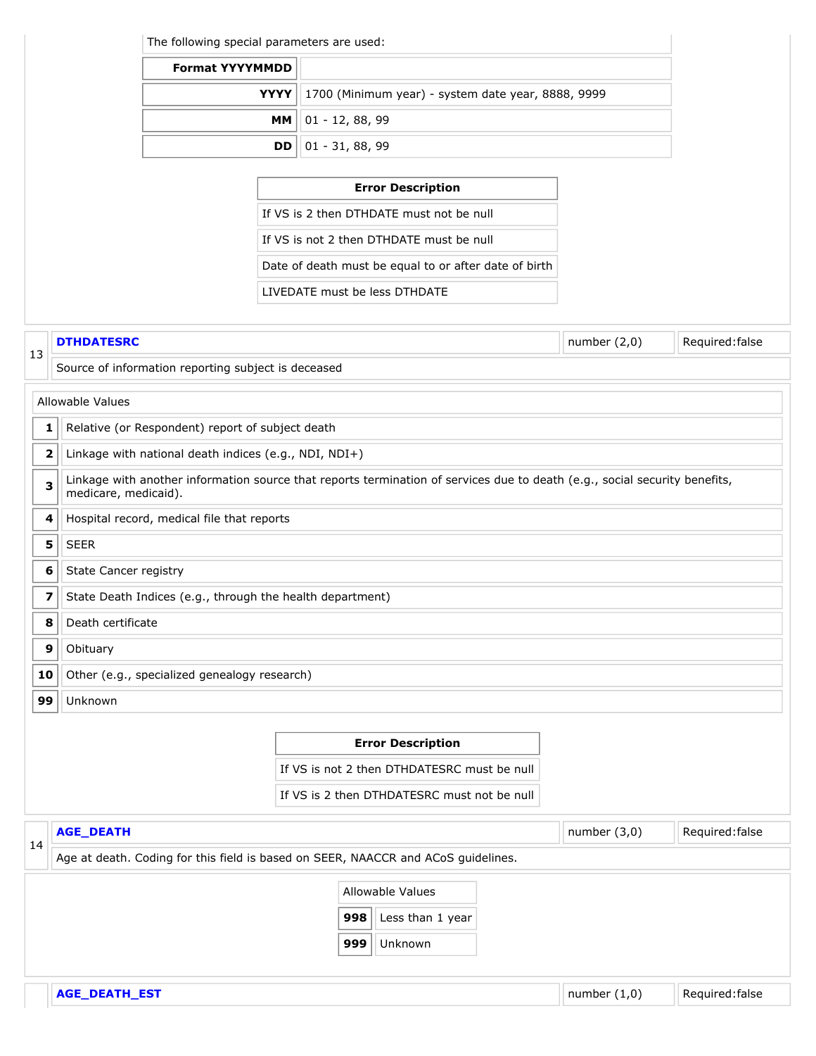The following special parameters are used:

| Format YYYYMMDD | |
|---|---|
| YYYY | 1700 (Minimum year) - system date year, 8888, 9999 |
| MM | 01 - 12, 88, 99 |
| DD | 01 - 31, 88, 99 |

| Error Description |
|---|
| If VS is 2 then DTHDATE must not be null |
| If VS is not 2 then DTHDATE must be null |
| Date of death must be equal to or after date of birth |
| LIVEDATE must be less DTHDATE |

| 13 | DTHDATESRC | number (2,0) | Required:false |
|---|---|---|---|
| | Source of information reporting subject is deceased | | |

Allowable Values

| Value | Description |
|---|---|
| 1 | Relative (or Respondent) report of subject death |
| 2 | Linkage with national death indices (e.g., NDI, NDI+) |
| 3 | Linkage with another information source that reports termination of services due to death (e.g., social security benefits, medicare, medicaid). |
| 4 | Hospital record, medical file that reports |
| 5 | SEER |
| 6 | State Cancer registry |
| 7 | State Death Indices (e.g., through the health department) |
| 8 | Death certificate |
| 9 | Obituary |
| 10 | Other (e.g., specialized genealogy research) |
| 99 | Unknown |

| Error Description |
|---|
| If VS is not 2 then DTHDATESRC must be null |
| If VS is 2 then DTHDATESRC must not be null |

| 14 | AGE_DEATH | number (3,0) | Required:false |
|---|---|---|---|
| | Age at death. Coding for this field is based on SEER, NAACCR and ACoS guidelines. | | |

Allowable Values

| Value | Description |
|---|---|
| 998 | Less than 1 year |
| 999 | Unknown |

| | AGE_DEATH_EST | number (1,0) | Required:false |
|---|---|---|---|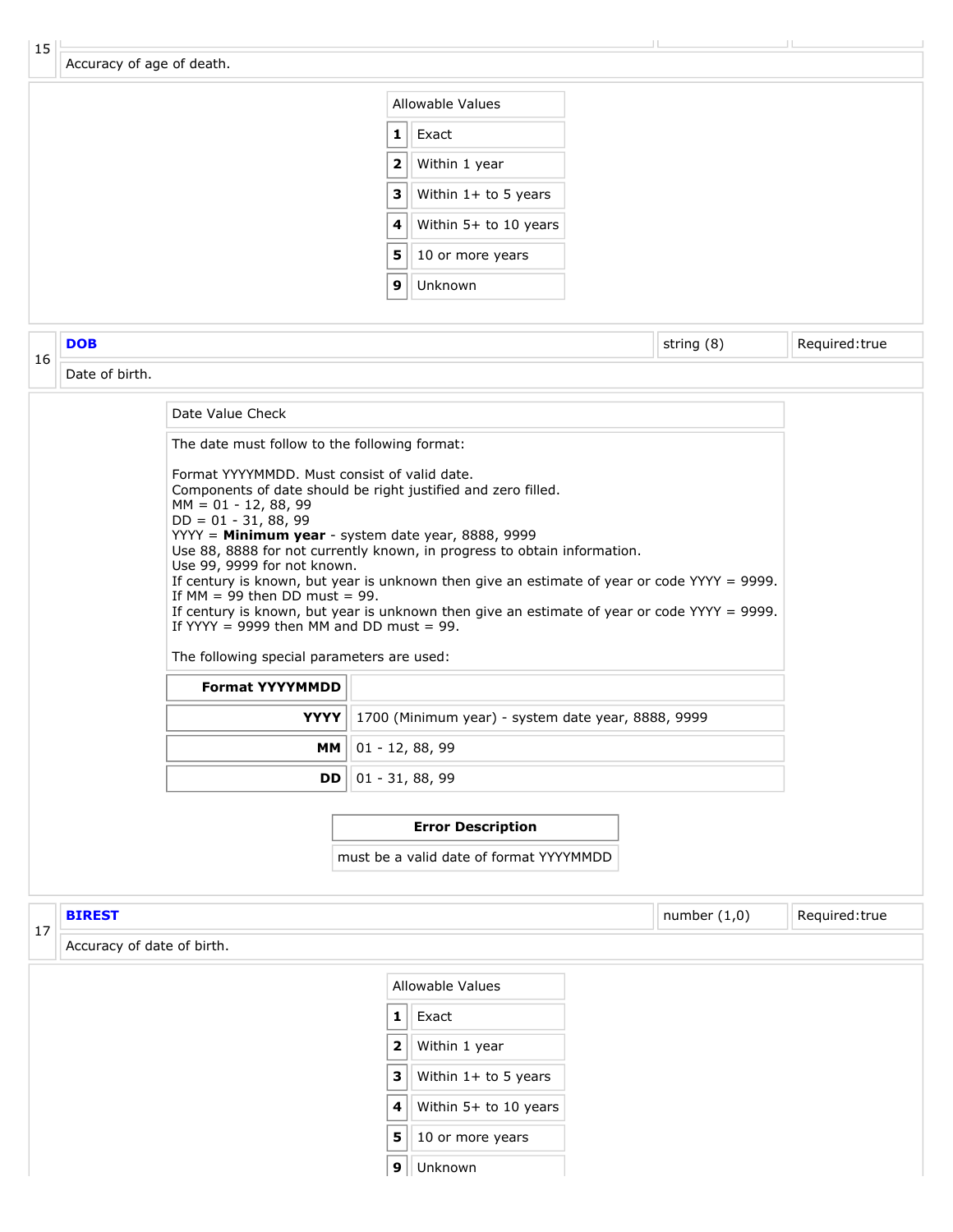| 15 | | | |
|---|---|---|---|
| | Accuracy of age of death. | | |

| Allowable Values | |
|---|---|
| 1 | Exact |
| 2 | Within 1 year |
| 3 | Within 1+ to 5 years |
| 4 | Within 5+ to 10 years |
| 5 | 10 or more years |
| 9 | Unknown |

| 16 | **DOB** | string (8) | Required:true |
|---|---|---|---|
| | Date of birth. | | |

Date Value Check

The date must follow to the following format:

Format YYYYMMDD. Must consist of valid date.
Components of date should be right justified and zero filled.
MM = 01 - 12, 88, 99
DD = 01 - 31, 88, 99
YYYY = **Minimum year** - system date year, 8888, 9999
Use 88, 8888 for not currently known, in progress to obtain information.
Use 99, 9999 for not known.
If century is known, but year is unknown then give an estimate of year or code YYYY = 9999.
If MM = 99 then DD must = 99.
If century is known, but year is unknown then give an estimate of year or code YYYY = 9999.
If YYYY = 9999 then MM and DD must = 99.

The following special parameters are used:

| **Format YYYYMMDD** | |
|---|---|
| **YYYY** | 1700 (Minimum year) - system date year, 8888, 9999 |
| **MM** | 01 - 12, 88, 99 |
| **DD** | 01 - 31, 88, 99 |

| **Error Description** |
|---|
| must be a valid date of format YYYYMMDD |

| 17 | **BIREST** | number (1,0) | Required:true |
|---|---|---|---|
| | Accuracy of date of birth. | | |

| Allowable Values | |
|---|---|
| 1 | Exact |
| 2 | Within 1 year |
| 3 | Within 1+ to 5 years |
| 4 | Within 5+ to 10 years |
| 5 | 10 or more years |
| 9 | Unknown |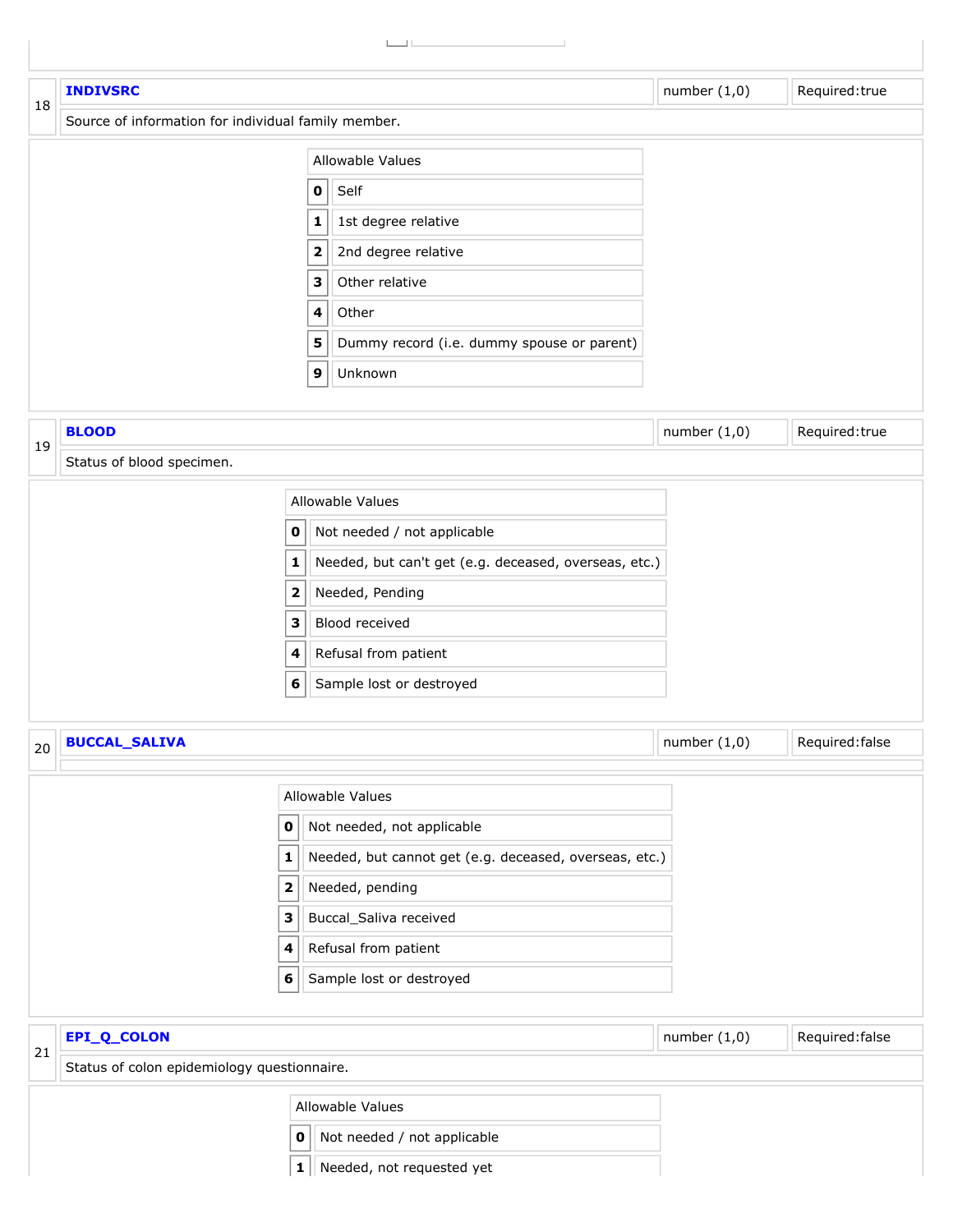| 18 | **INDIVSRC** | number (1,0) | Required:true |
|---|---|---|---|
| | Source of information for individual family member. | | |

| Allowable Values | |
|---|---|
| **0** | Self |
| **1** | 1st degree relative |
| **2** | 2nd degree relative |
| **3** | Other relative |
| **4** | Other |
| **5** | Dummy record (i.e. dummy spouse or parent) |
| **9** | Unknown |

| 19 | **BLOOD** | number (1,0) | Required:true |
|---|---|---|---|
| | Status of blood specimen. | | |

| Allowable Values | |
|---|---|
| **0** | Not needed / not applicable |
| **1** | Needed, but can't get (e.g. deceased, overseas, etc.) |
| **2** | Needed, Pending |
| **3** | Blood received |
| **4** | Refusal from patient |
| **6** | Sample lost or destroyed |

| 20 | **BUCCAL_SALIVA** | number (1,0) | Required:false |
|---|---|---|---|
| | | | |

| Allowable Values | |
|---|---|
| **0** | Not needed, not applicable |
| **1** | Needed, but cannot get (e.g. deceased, overseas, etc.) |
| **2** | Needed, pending |
| **3** | Buccal_Saliva received |
| **4** | Refusal from patient |
| **6** | Sample lost or destroyed |

| 21 | **EPI_Q_COLON** | number (1,0) | Required:false |
|---|---|---|---|
| | Status of colon epidemiology questionnaire. | | |

| Allowable Values | |
|---|---|
| **0** | Not needed / not applicable |
| **1** | Needed, not requested yet |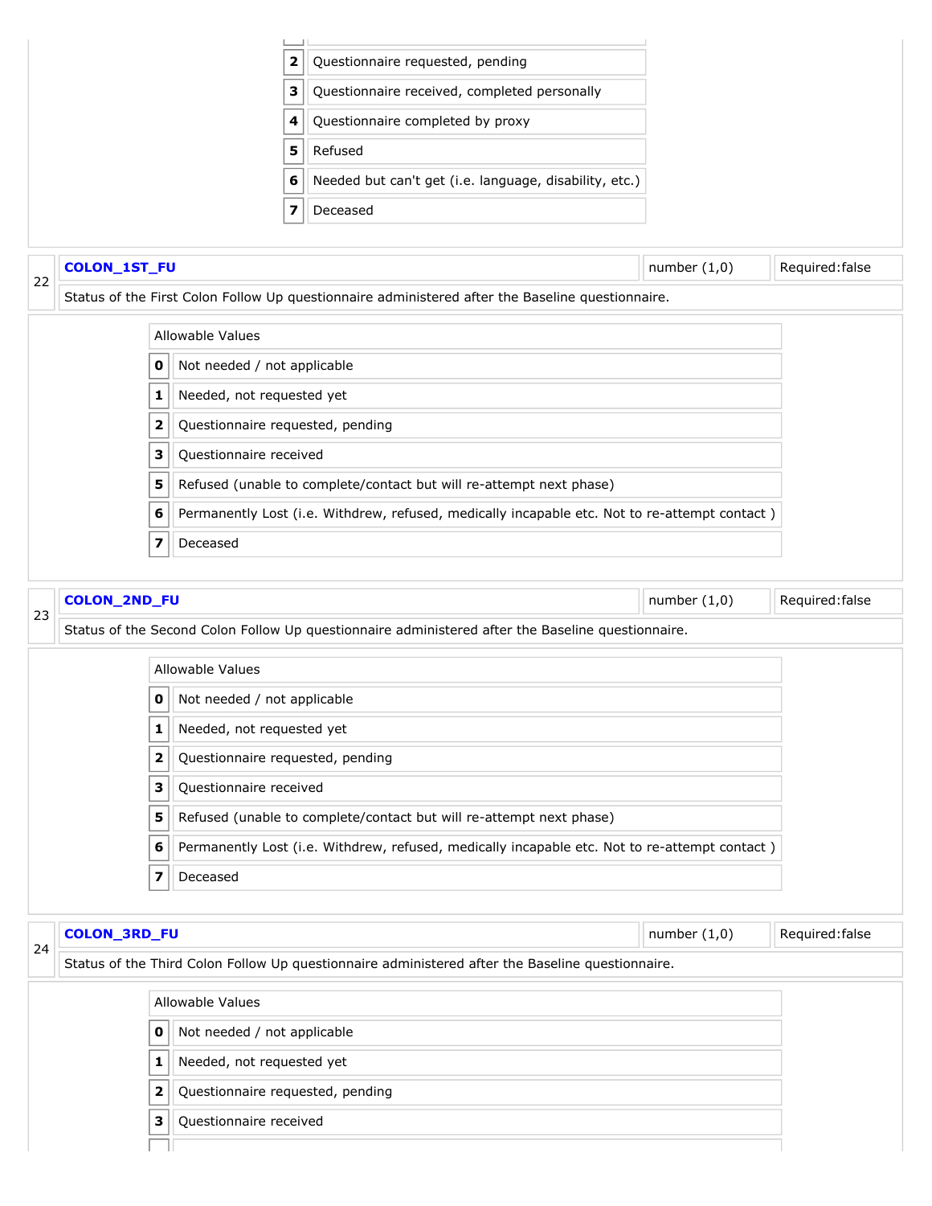| | |
|---|---|
| 2 | Questionnaire requested, pending |
| 3 | Questionnaire received, completed personally |
| 4 | Questionnaire completed by proxy |
| 5 | Refused |
| 6 | Needed but can't get (i.e. language, disability, etc.) |
| 7 | Deceased |

| 22 | COLON_1ST_FU | number (1,0) | Required:false |
|---|---|---|---|
| | Status of the First Colon Follow Up questionnaire administered after the Baseline questionnaire. | | |

| Allowable Values | |
|---|---|
| 0 | Not needed / not applicable |
| 1 | Needed, not requested yet |
| 2 | Questionnaire requested, pending |
| 3 | Questionnaire received |
| 5 | Refused (unable to complete/contact but will re-attempt next phase) |
| 6 | Permanently Lost (i.e. Withdrew, refused, medically incapable etc. Not to re-attempt contact ) |
| 7 | Deceased |

| 23 | COLON_2ND_FU | number (1,0) | Required:false |
|---|---|---|---|
| | Status of the Second Colon Follow Up questionnaire administered after the Baseline questionnaire. | | |

| Allowable Values | |
|---|---|
| 0 | Not needed / not applicable |
| 1 | Needed, not requested yet |
| 2 | Questionnaire requested, pending |
| 3 | Questionnaire received |
| 5 | Refused (unable to complete/contact but will re-attempt next phase) |
| 6 | Permanently Lost (i.e. Withdrew, refused, medically incapable etc. Not to re-attempt contact ) |
| 7 | Deceased |

| 24 | COLON_3RD_FU | number (1,0) | Required:false |
|---|---|---|---|
| | Status of the Third Colon Follow Up questionnaire administered after the Baseline questionnaire. | | |

| Allowable Values | |
|---|---|
| 0 | Not needed / not applicable |
| 1 | Needed, not requested yet |
| 2 | Questionnaire requested, pending |
| 3 | Questionnaire received |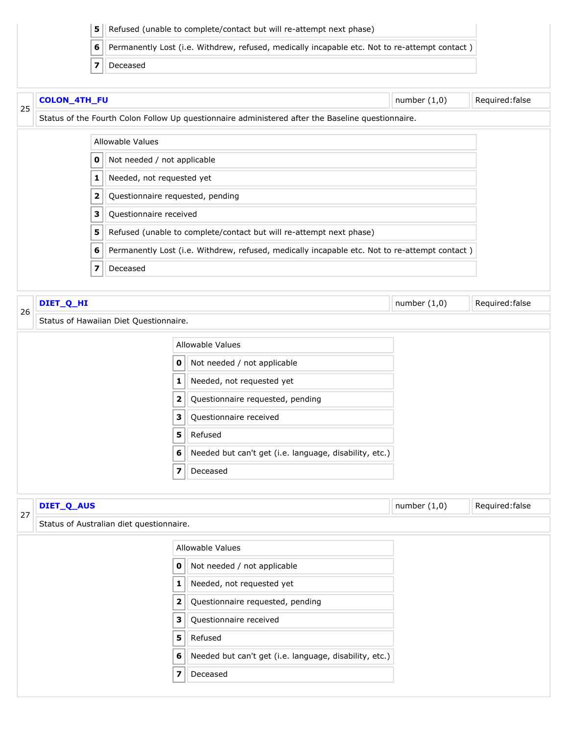| | |
|---|---|
| 5 | Refused (unable to complete/contact but will re-attempt next phase) |
| 6 | Permanently Lost (i.e. Withdrew, refused, medically incapable etc. Not to re-attempt contact ) |
| 7 | Deceased |

| 25 | **COLON_4TH_FU** | number (1,0) | Required:false |
|---|---|---|---|
| | Status of the Fourth Colon Follow Up questionnaire administered after the Baseline questionnaire. | | |

| Allowable Values | |
|---|---|
| 0 | Not needed / not applicable |
| 1 | Needed, not requested yet |
| 2 | Questionnaire requested, pending |
| 3 | Questionnaire received |
| 5 | Refused (unable to complete/contact but will re-attempt next phase) |
| 6 | Permanently Lost (i.e. Withdrew, refused, medically incapable etc. Not to re-attempt contact ) |
| 7 | Deceased |

| 26 | **DIET_Q_HI** | number (1,0) | Required:false |
|---|---|---|---|
| | Status of Hawaiian Diet Questionnaire. | | |

| Allowable Values | |
|---|---|
| 0 | Not needed / not applicable |
| 1 | Needed, not requested yet |
| 2 | Questionnaire requested, pending |
| 3 | Questionnaire received |
| 5 | Refused |
| 6 | Needed but can't get (i.e. language, disability, etc.) |
| 7 | Deceased |

| 27 | **DIET_Q_AUS** | number (1,0) | Required:false |
|---|---|---|---|
| | Status of Australian diet questionnaire. | | |

| Allowable Values | |
|---|---|
| 0 | Not needed / not applicable |
| 1 | Needed, not requested yet |
| 2 | Questionnaire requested, pending |
| 3 | Questionnaire received |
| 5 | Refused |
| 6 | Needed but can't get (i.e. language, disability, etc.) |
| 7 | Deceased |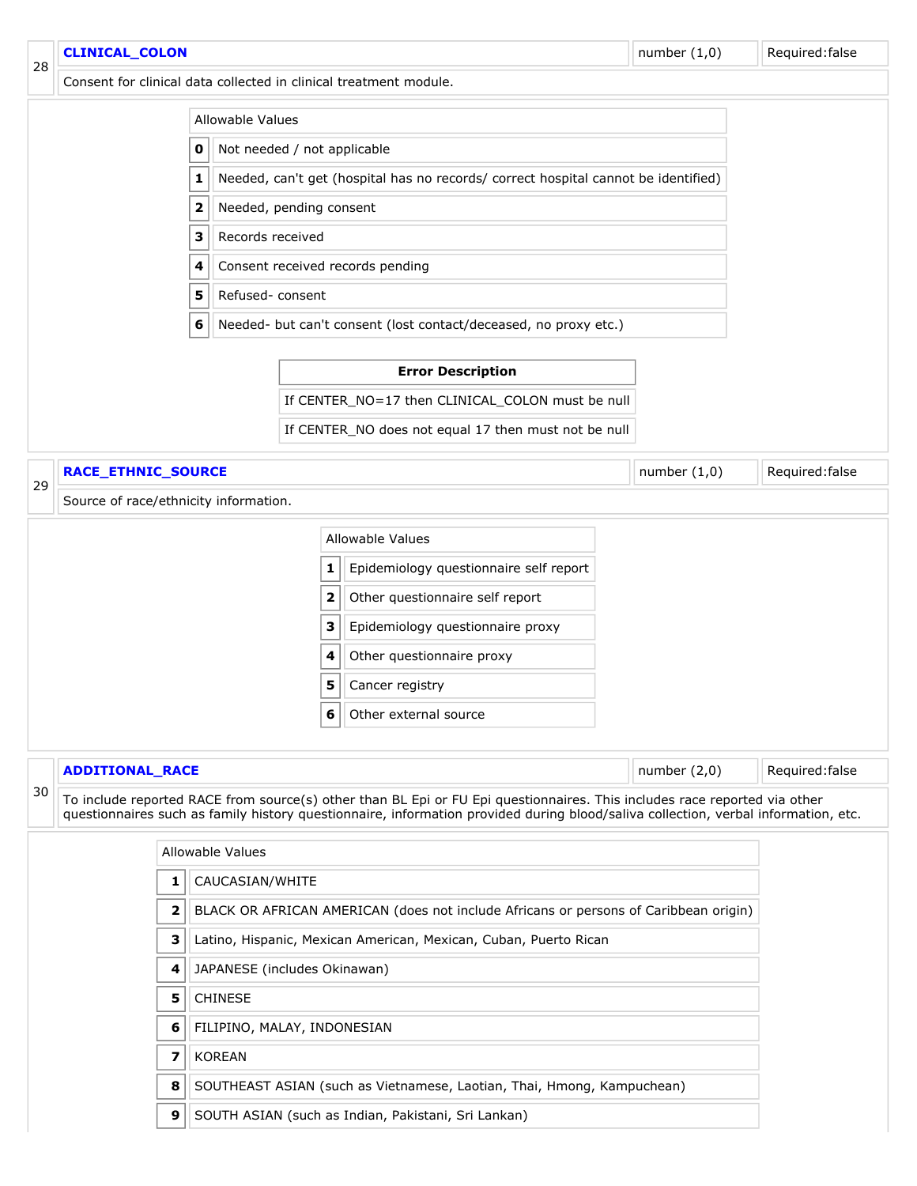| 28 | **CLINICAL_COLON** | number (1,0) | Required:false |
|---|---|---|---|
| | Consent for clinical data collected in clinical treatment module. | | |

| Allowable Values | |
|---|---|
| **0** | Not needed / not applicable |
| **1** | Needed, can't get (hospital has no records/ correct hospital cannot be identified) |
| **2** | Needed, pending consent |
| **3** | Records received |
| **4** | Consent received records pending |
| **5** | Refused- consent |
| **6** | Needed- but can't consent (lost contact/deceased, no proxy etc.) |

| **Error Description** |
|---|
| If CENTER_NO=17 then CLINICAL_COLON must be null |
| If CENTER_NO does not equal 17 then must not be null |

| 29 | **RACE_ETHNIC_SOURCE** | number (1,0) | Required:false |
|---|---|---|---|
| | Source of race/ethnicity information. | | |

| Allowable Values | |
|---|---|
| **1** | Epidemiology questionnaire self report |
| **2** | Other questionnaire self report |
| **3** | Epidemiology questionnaire proxy |
| **4** | Other questionnaire proxy |
| **5** | Cancer registry |
| **6** | Other external source |

| 30 | **ADDITIONAL_RACE** | number (2,0) | Required:false |
|---|---|---|---|
| | To include reported RACE from source(s) other than BL Epi or FU Epi questionnaires. This includes race reported via other questionnaires such as family history questionnaire, information provided during blood/saliva collection, verbal information, etc. | | |

| Allowable Values | |
|---|---|
| **1** | CAUCASIAN/WHITE |
| **2** | BLACK OR AFRICAN AMERICAN (does not include Africans or persons of Caribbean origin) |
| **3** | Latino, Hispanic, Mexican American, Mexican, Cuban, Puerto Rican |
| **4** | JAPANESE (includes Okinawan) |
| **5** | CHINESE |
| **6** | FILIPINO, MALAY, INDONESIAN |
| **7** | KOREAN |
| **8** | SOUTHEAST ASIAN (such as Vietnamese, Laotian, Thai, Hmong, Kampuchean) |
| **9** | SOUTH ASIAN (such as Indian, Pakistani, Sri Lankan) |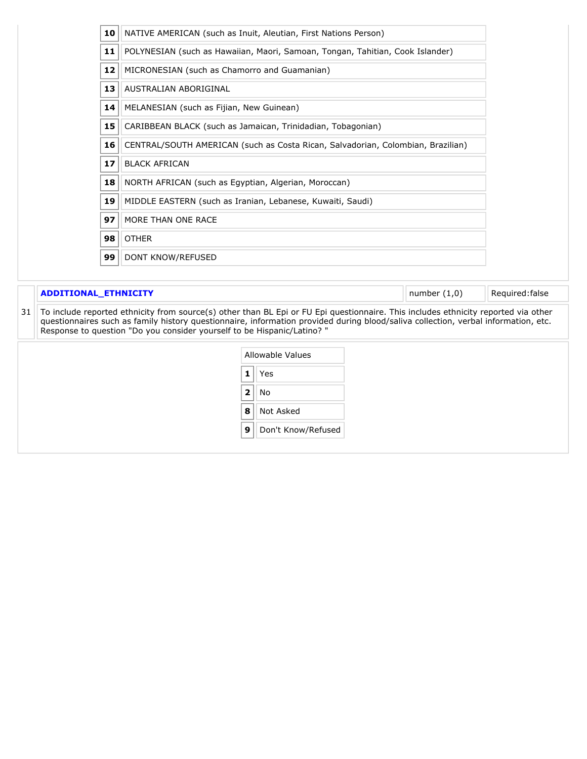| | |
|---|---|
| 10 | NATIVE AMERICAN (such as Inuit, Aleutian, First Nations Person) |
| 11 | POLYNESIAN (such as Hawaiian, Maori, Samoan, Tongan, Tahitian, Cook Islander) |
| 12 | MICRONESIAN (such as Chamorro and Guamanian) |
| 13 | AUSTRALIAN ABORIGINAL |
| 14 | MELANESIAN (such as Fijian, New Guinean) |
| 15 | CARIBBEAN BLACK (such as Jamaican, Trinidadian, Tobagonian) |
| 16 | CENTRAL/SOUTH AMERICAN (such as Costa Rican, Salvadorian, Colombian, Brazilian) |
| 17 | BLACK AFRICAN |
| 18 | NORTH AFRICAN (such as Egyptian, Algerian, Moroccan) |
| 19 | MIDDLE EASTERN (such as Iranian, Lebanese, Kuwaiti, Saudi) |
| 97 | MORE THAN ONE RACE |
| 98 | OTHER |
| 99 | DONT KNOW/REFUSED |

| 31 | **ADDITIONAL_ETHNICITY** | number (1,0) | Required:false |
|---|---|---|---|
| | To include reported ethnicity from source(s) other than BL Epi or FU Epi questionnaire. This includes ethnicity reported via other questionnaires such as family history questionnaire, information provided during blood/saliva collection, verbal information, etc. Response to question "Do you consider yourself to be Hispanic/Latino? " | | |

| Allowable Values | |
|---|---|
| 1 | Yes |
| 2 | No |
| 8 | Not Asked |
| 9 | Don't Know/Refused |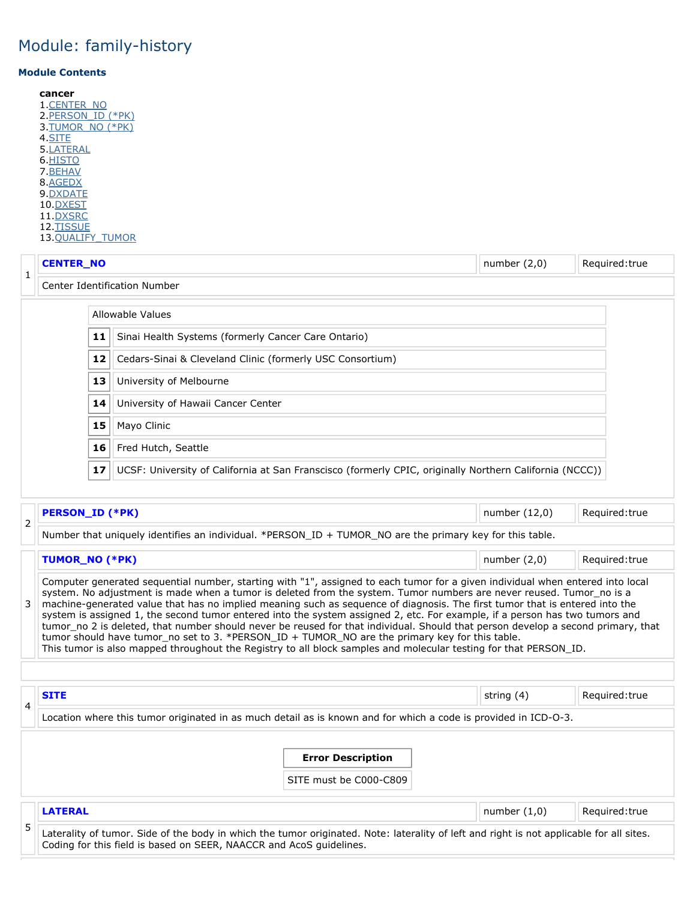# Module: family-history

### Module Contents

**cancer**

1. CENTER_NO
2. PERSON_ID (*PK)
3. TUMOR_NO (*PK)
4. SITE
5. LATERAL
6. HISTO
7. BEHAV
8. AGEDX
9. DXDATE
10. DXEST
11. DXSRC
12. TISSUE
13. QUALIFY_TUMOR

| # | Field | Type | Required |
|---|---|---|---|
| 1 | **CENTER_NO** | number (2,0) | Required:true |

Center Identification Number

| Allowable Values | |
|---|---|
| **11** | Sinai Health Systems (formerly Cancer Care Ontario) |
| **12** | Cedars-Sinai & Cleveland Clinic (formerly USC Consortium) |
| **13** | University of Melbourne |
| **14** | University of Hawaii Cancer Center |
| **15** | Mayo Clinic |
| **16** | Fred Hutch, Seattle |
| **17** | UCSF: University of California at San Franscisco (formerly CPIC, originally Northern California (NCCC)) |

| # | Field | Type | Required |
|---|---|---|---|
| 2 | **PERSON_ID (*PK)** | number (12,0) | Required:true |

Number that uniquely identifies an individual. *PERSON_ID + TUMOR_NO are the primary key for this table.

| # | Field | Type | Required |
|---|---|---|---|
| 3 | **TUMOR_NO (*PK)** | number (2,0) | Required:true |

Computer generated sequential number, starting with "1", assigned to each tumor for a given individual when entered into local system. No adjustment is made when a tumor is deleted from the system. Tumor numbers are never reused. Tumor_no is a machine-generated value that has no implied meaning such as sequence of diagnosis. The first tumor that is entered into the system is assigned 1, the second tumor entered into the system assigned 2, etc. For example, if a person has two tumors and tumor_no 2 is deleted, that number should never be reused for that individual. Should that person develop a second primary, that tumor should have tumor_no set to 3. *PERSON_ID + TUMOR_NO are the primary key for this table.
This tumor is also mapped throughout the Registry to all block samples and molecular testing for that PERSON_ID.

| # | Field | Type | Required |
|---|---|---|---|
| 4 | **SITE** | string (4) | Required:true |

Location where this tumor originated in as much detail as is known and for which a code is provided in ICD-O-3.

| Error Description |
|---|
| SITE must be C000-C809 |

| # | Field | Type | Required |
|---|---|---|---|
| 5 | **LATERAL** | number (1,0) | Required:true |

Laterality of tumor. Side of the body in which the tumor originated. Note: laterality of left and right is not applicable for all sites. Coding for this field is based on SEER, NAACCR and AcoS guidelines.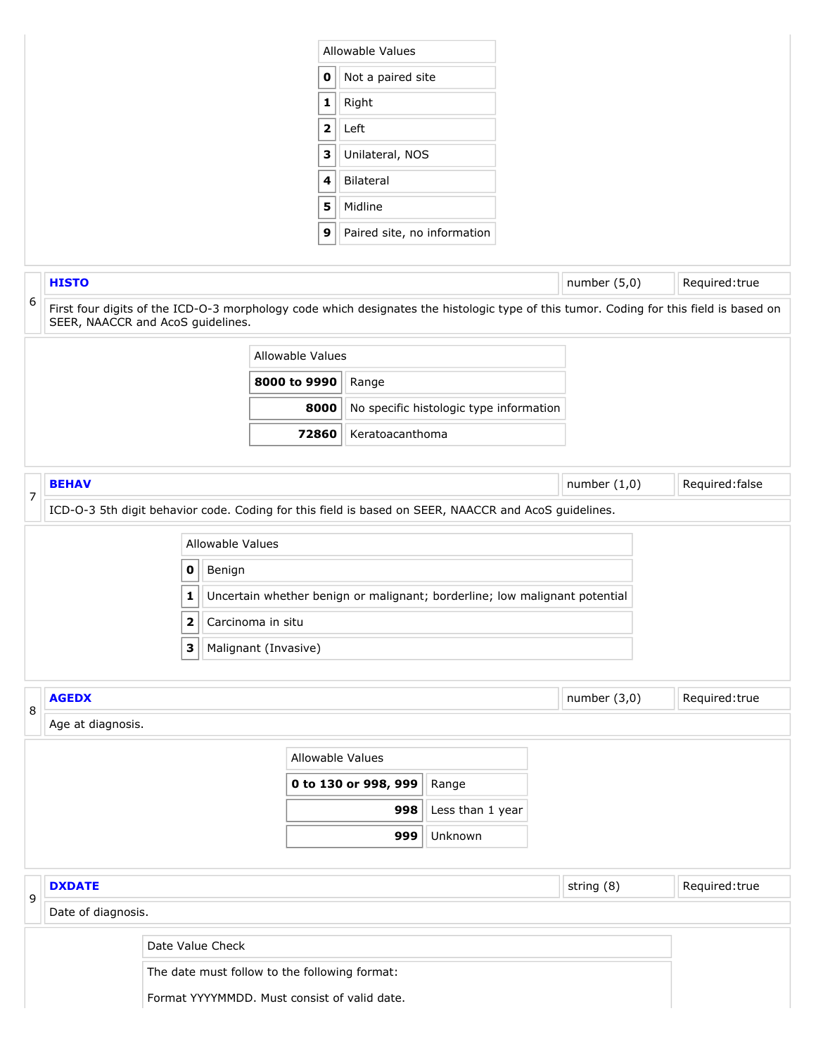| Allowable Values | |
|---|---|
| **0** | Not a paired site |
| **1** | Right |
| **2** | Left |
| **3** | Unilateral, NOS |
| **4** | Bilateral |
| **5** | Midline |
| **9** | Paired site, no information |

| 6 | **HISTO** | number (5,0) | Required:true |
|---|---|---|---|
| | First four digits of the ICD-O-3 morphology code which designates the histologic type of this tumor. Coding for this field is based on SEER, NAACCR and AcoS guidelines. | | |

| Allowable Values | |
|---|---|
| **8000 to 9990** | Range |
| **8000** | No specific histologic type information |
| **72860** | Keratoacanthoma |

| 7 | **BEHAV** | number (1,0) | Required:false |
|---|---|---|---|
| | ICD-O-3 5th digit behavior code. Coding for this field is based on SEER, NAACCR and AcoS guidelines. | | |

| Allowable Values | |
|---|---|
| **0** | Benign |
| **1** | Uncertain whether benign or malignant; borderline; low malignant potential |
| **2** | Carcinoma in situ |
| **3** | Malignant (Invasive) |

| 8 | **AGEDX** | number (3,0) | Required:true |
|---|---|---|---|
| | Age at diagnosis. | | |

| Allowable Values | |
|---|---|
| **0 to 130 or 998, 999** | Range |
| **998** | Less than 1 year |
| **999** | Unknown |

| 9 | **DXDATE** | string (8) | Required:true |
|---|---|---|---|
| | Date of diagnosis. | | |

| Date Value Check |
|---|
| The date must follow to the following format:<br><br>Format YYYYMMDD. Must consist of valid date. |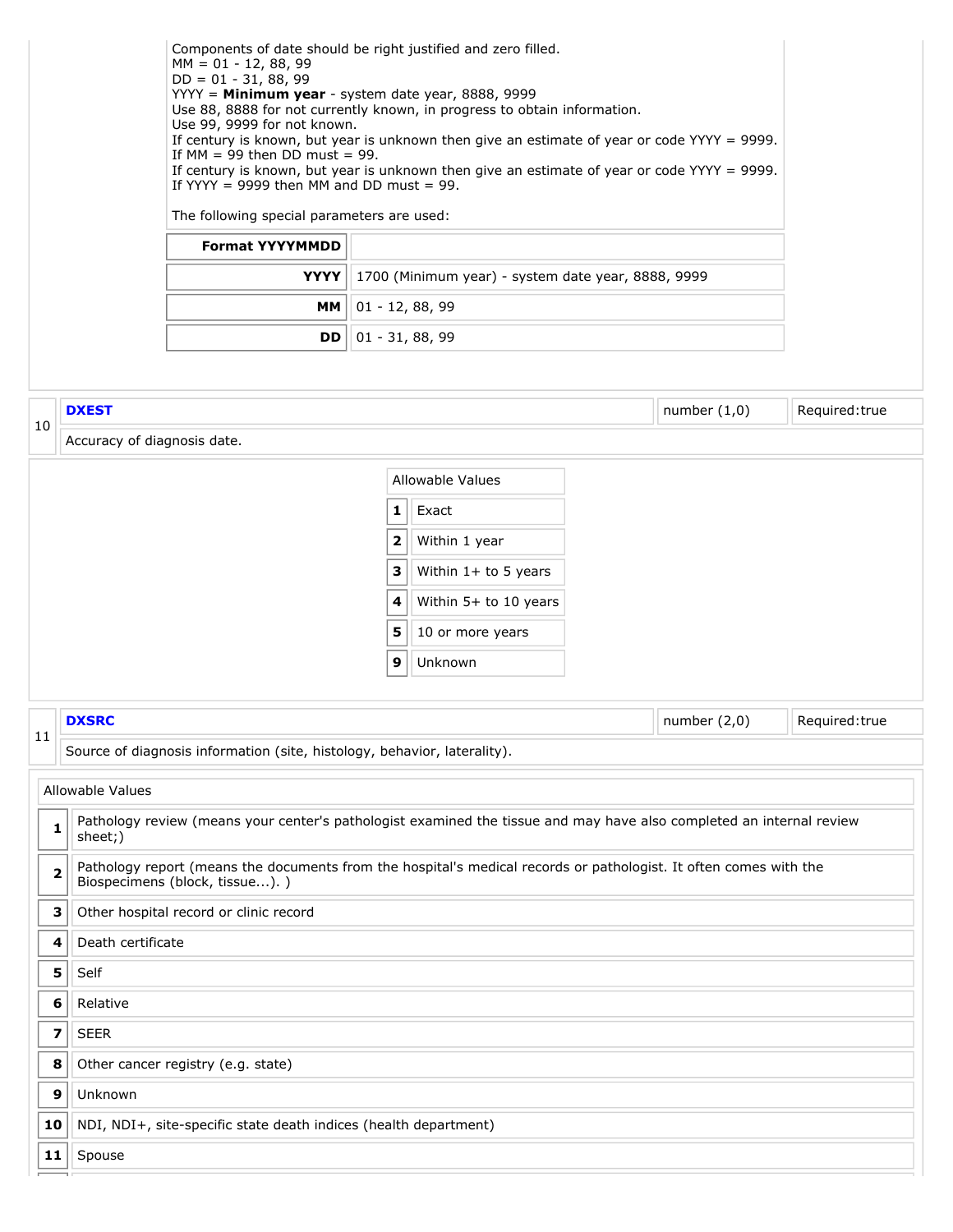Components of date should be right justified and zero filled.
MM = 01 - 12, 88, 99
DD = 01 - 31, 88, 99
YYYY = **Minimum year** - system date year, 8888, 9999
Use 88, 8888 for not currently known, in progress to obtain information.
Use 99, 9999 for not known.
If century is known, but year is unknown then give an estimate of year or code YYYY = 9999.
If MM = 99 then DD must = 99.
If century is known, but year is unknown then give an estimate of year or code YYYY = 9999.
If YYYY = 9999 then MM and DD must = 99.

The following special parameters are used:

| **Format YYYYMMDD** | |
|---|---|
| **YYYY** | 1700 (Minimum year) - system date year, 8888, 9999 |
| **MM** | 01 - 12, 88, 99 |
| **DD** | 01 - 31, 88, 99 |

| 10 | **DXEST** | number (1,0) | Required:true |
|---|---|---|---|
| | Accuracy of diagnosis date. | | |

| Allowable Values | |
|---|---|
| **1** | Exact |
| **2** | Within 1 year |
| **3** | Within 1+ to 5 years |
| **4** | Within 5+ to 10 years |
| **5** | 10 or more years |
| **9** | Unknown |

| 11 | **DXSRC** | number (2,0) | Required:true |
|---|---|---|---|
| | Source of diagnosis information (site, histology, behavior, laterality). | | |

| Allowable Values | |
|---|---|
| **1** | Pathology review (means your center's pathologist examined the tissue and may have also completed an internal review sheet;) |
| **2** | Pathology report (means the documents from the hospital's medical records or pathologist. It often comes with the Biospecimens (block, tissue...). ) |
| **3** | Other hospital record or clinic record |
| **4** | Death certificate |
| **5** | Self |
| **6** | Relative |
| **7** | SEER |
| **8** | Other cancer registry (e.g. state) |
| **9** | Unknown |
| **10** | NDI, NDI+, site-specific state death indices (health department) |
| **11** | Spouse |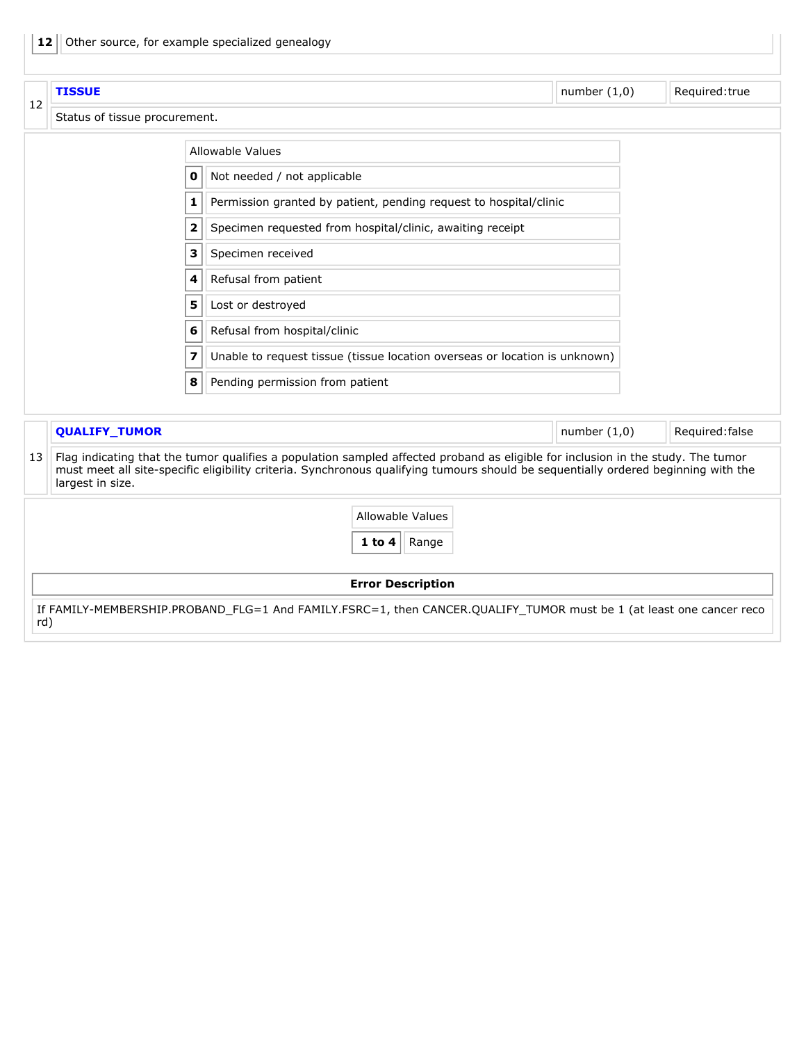| 12 | Other source, for example specialized genealogy |
|---|---|

| 12 | **TISSUE** | number (1,0) | Required:true |
|---|---|---|---|
| | Status of tissue procurement. | | |

| Allowable Values | |
|---|---|
| **0** | Not needed / not applicable |
| **1** | Permission granted by patient, pending request to hospital/clinic |
| **2** | Specimen requested from hospital/clinic, awaiting receipt |
| **3** | Specimen received |
| **4** | Refusal from patient |
| **5** | Lost or destroyed |
| **6** | Refusal from hospital/clinic |
| **7** | Unable to request tissue (tissue location overseas or location is unknown) |
| **8** | Pending permission from patient |

| 13 | **QUALIFY_TUMOR** | number (1,0) | Required:false |
|---|---|---|---|
| | Flag indicating that the tumor qualifies a population sampled affected proband as eligible for inclusion in the study. The tumor must meet all site-specific eligibility criteria. Synchronous qualifying tumours should be sequentially ordered beginning with the largest in size. | | |

| Allowable Values | |
|---|---|
| **1 to 4** | Range |

| **Error Description** |
|---|
| If FAMILY-MEMBERSHIP.PROBAND_FLG=1 And FAMILY.FSRC=1, then CANCER.QUALIFY_TUMOR must be 1 (at least one cancer record) |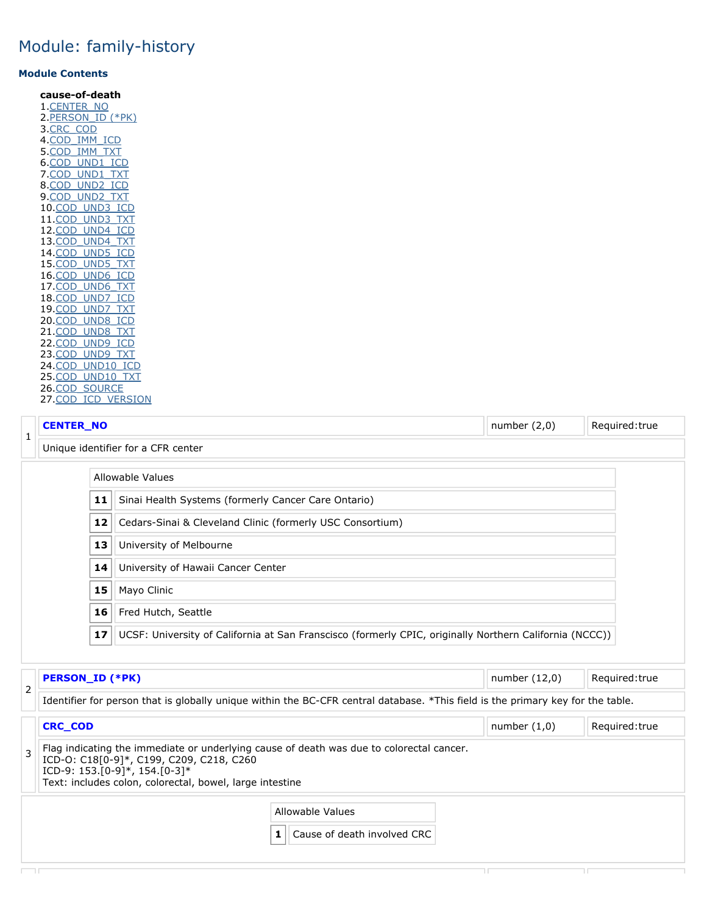# Module: family-history

### Module Contents

**cause-of-death**

1. CENTER_NO
2. PERSON_ID (*PK)
3. CRC_COD
4. COD_IMM_ICD
5. COD_IMM_TXT
6. COD_UND1_ICD
7. COD_UND1_TXT
8. COD_UND2_ICD
9. COD_UND2_TXT
10. COD_UND3_ICD
11. COD_UND3_TXT
12. COD_UND4_ICD
13. COD_UND4_TXT
14. COD_UND5_ICD
15. COD_UND5_TXT
16. COD_UND6_ICD
17. COD_UND6_TXT
18. COD_UND7_ICD
19. COD_UND7_TXT
20. COD_UND8_ICD
21. COD_UND8_TXT
22. COD_UND9_ICD
23. COD_UND9_TXT
24. COD_UND10_ICD
25. COD_UND10_TXT
26. COD_SOURCE
27. COD_ICD_VERSION

| # | Field | Type | Required |
|---|---|---|---|
| 1 | **CENTER_NO** | number (2,0) | Required:true |

Unique identifier for a CFR center

| Allowable Values | |
|---|---|
| **11** | Sinai Health Systems (formerly Cancer Care Ontario) |
| **12** | Cedars-Sinai & Cleveland Clinic (formerly USC Consortium) |
| **13** | University of Melbourne |
| **14** | University of Hawaii Cancer Center |
| **15** | Mayo Clinic |
| **16** | Fred Hutch, Seattle |
| **17** | UCSF: University of California at San Franscisco (formerly CPIC, originally Northern California (NCCC)) |

| # | Field | Type | Required |
|---|---|---|---|
| 2 | **PERSON_ID (*PK)** | number (12,0) | Required:true |

Identifier for person that is globally unique within the BC-CFR central database. *This field is the primary key for the table.

| # | Field | Type | Required |
|---|---|---|---|
| 3 | **CRC_COD** | number (1,0) | Required:true |

Flag indicating the immediate or underlying cause of death was due to colorectal cancer.
ICD-O: C18[0-9]*, C199, C209, C218, C260
ICD-9: 153.[0-9]*, 154.[0-3]*
Text: includes colon, colorectal, bowel, large intestine

| Allowable Values | |
|---|---|
| **1** | Cause of death involved CRC |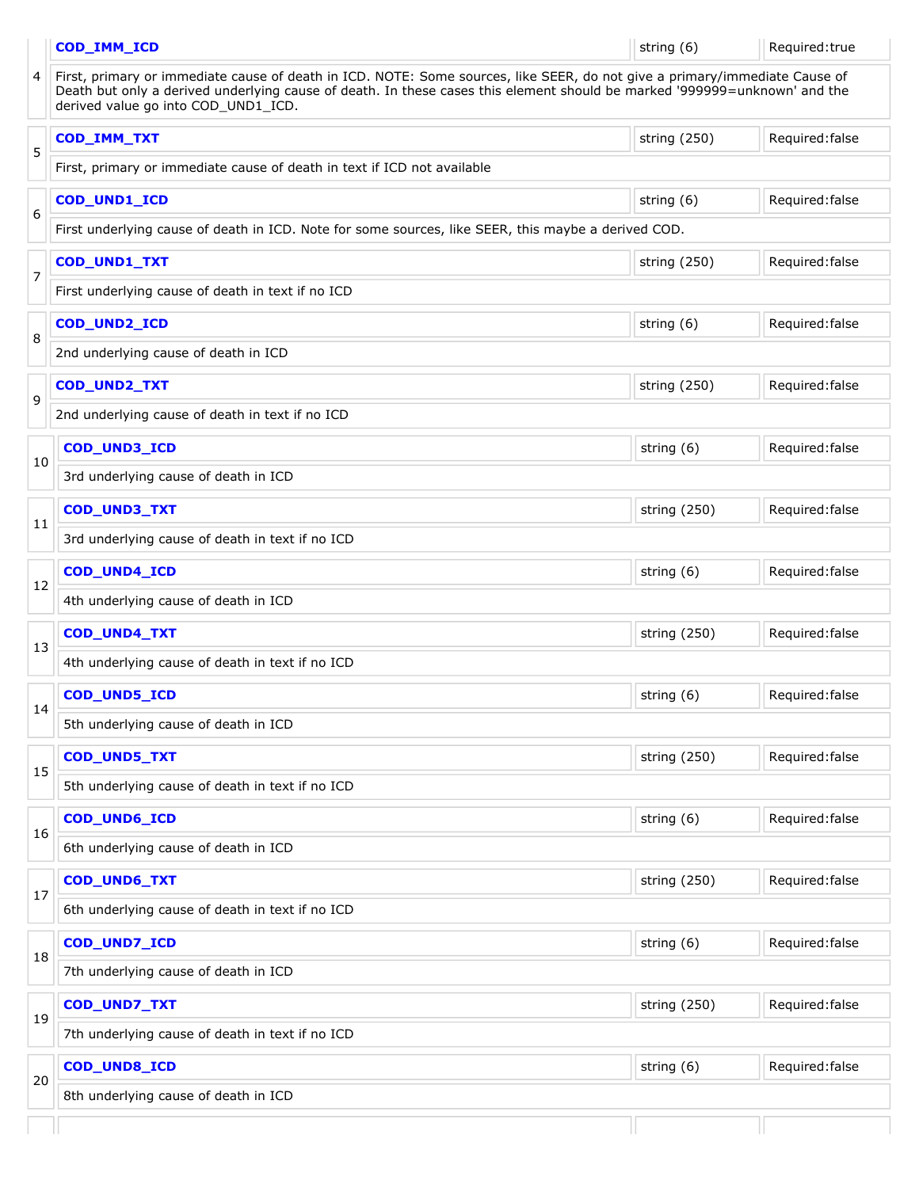| # | Field | Type | Required |
|---|---|---|---|
| 4 | **COD_IMM_ICD** | string (6) | Required:true |
| | First, primary or immediate cause of death in ICD. NOTE: Some sources, like SEER, do not give a primary/immediate Cause of Death but only a derived underlying cause of death. In these cases this element should be marked '999999=unknown' and the derived value go into COD_UND1_ICD. | | |
| 5 | **COD_IMM_TXT** | string (250) | Required:false |
| | First, primary or immediate cause of death in text if ICD not available | | |
| 6 | **COD_UND1_ICD** | string (6) | Required:false |
| | First underlying cause of death in ICD. Note for some sources, like SEER, this maybe a derived COD. | | |
| 7 | **COD_UND1_TXT** | string (250) | Required:false |
| | First underlying cause of death in text if no ICD | | |
| 8 | **COD_UND2_ICD** | string (6) | Required:false |
| | 2nd underlying cause of death in ICD | | |
| 9 | **COD_UND2_TXT** | string (250) | Required:false |
| | 2nd underlying cause of death in text if no ICD | | |
| 10 | **COD_UND3_ICD** | string (6) | Required:false |
| | 3rd underlying cause of death in ICD | | |
| 11 | **COD_UND3_TXT** | string (250) | Required:false |
| | 3rd underlying cause of death in text if no ICD | | |
| 12 | **COD_UND4_ICD** | string (6) | Required:false |
| | 4th underlying cause of death in ICD | | |
| 13 | **COD_UND4_TXT** | string (250) | Required:false |
| | 4th underlying cause of death in text if no ICD | | |
| 14 | **COD_UND5_ICD** | string (6) | Required:false |
| | 5th underlying cause of death in ICD | | |
| 15 | **COD_UND5_TXT** | string (250) | Required:false |
| | 5th underlying cause of death in text if no ICD | | |
| 16 | **COD_UND6_ICD** | string (6) | Required:false |
| | 6th underlying cause of death in ICD | | |
| 17 | **COD_UND6_TXT** | string (250) | Required:false |
| | 6th underlying cause of death in text if no ICD | | |
| 18 | **COD_UND7_ICD** | string (6) | Required:false |
| | 7th underlying cause of death in ICD | | |
| 19 | **COD_UND7_TXT** | string (250) | Required:false |
| | 7th underlying cause of death in text if no ICD | | |
| 20 | **COD_UND8_ICD** | string (6) | Required:false |
| | 8th underlying cause of death in ICD | | |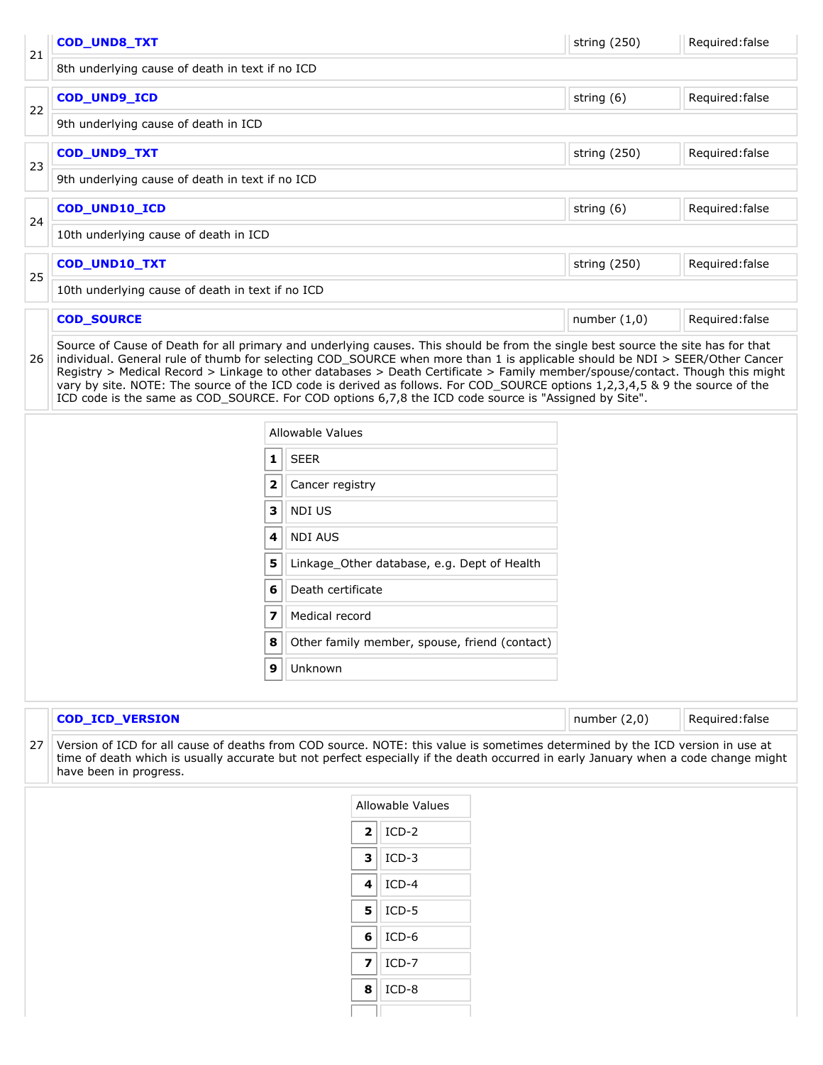| # | Field | Type | Required |
|---|---|---|---|
| 21 | **COD_UND8_TXT** | string (250) | Required:false |
| | 8th underlying cause of death in text if no ICD | | |
| 22 | **COD_UND9_ICD** | string (6) | Required:false |
| | 9th underlying cause of death in ICD | | |
| 23 | **COD_UND9_TXT** | string (250) | Required:false |
| | 9th underlying cause of death in text if no ICD | | |
| 24 | **COD_UND10_ICD** | string (6) | Required:false |
| | 10th underlying cause of death in ICD | | |
| 25 | **COD_UND10_TXT** | string (250) | Required:false |
| | 10th underlying cause of death in text if no ICD | | |
| 26 | **COD_SOURCE** | number (1,0) | Required:false |
| | Source of Cause of Death for all primary and underlying causes. This should be from the single best source the site has for that individual. General rule of thumb for selecting COD_SOURCE when more than 1 is applicable should be NDI > SEER/Other Cancer Registry > Medical Record > Linkage to other databases > Death Certificate > Family member/spouse/contact. Though this might vary by site. NOTE: The source of the ICD code is derived as follows. For COD_SOURCE options 1,2,3,4,5 & 9 the source of the ICD code is the same as COD_SOURCE. For COD options 6,7,8 the ICD code source is "Assigned by Site". | | |

| Allowable Values | |
|---|---|
| **1** | SEER |
| **2** | Cancer registry |
| **3** | NDI US |
| **4** | NDI AUS |
| **5** | Linkage_Other database, e.g. Dept of Health |
| **6** | Death certificate |
| **7** | Medical record |
| **8** | Other family member, spouse, friend (contact) |
| **9** | Unknown |

| # | Field | Type | Required |
|---|---|---|---|
| 27 | **COD_ICD_VERSION** | number (2,0) | Required:false |
| | Version of ICD for all cause of deaths from COD source. NOTE: this value is sometimes determined by the ICD version in use at time of death which is usually accurate but not perfect especially if the death occurred in early January when a code change might have been in progress. | | |

| Allowable Values | |
|---|---|
| **2** | ICD-2 |
| **3** | ICD-3 |
| **4** | ICD-4 |
| **5** | ICD-5 |
| **6** | ICD-6 |
| **7** | ICD-7 |
| **8** | ICD-8 |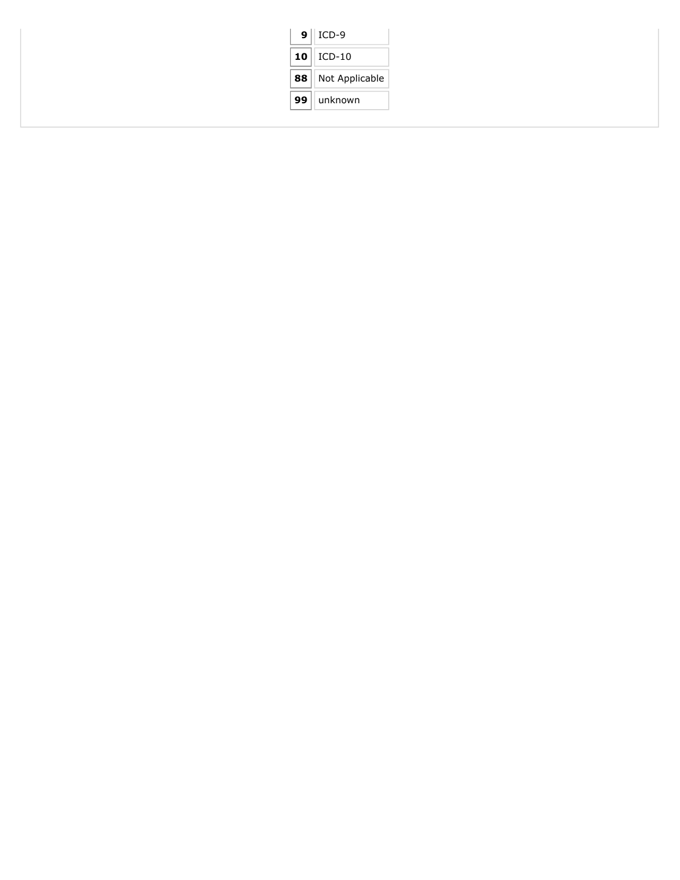| | |
|---|---|
| **9** | ICD-9 |
| **10** | ICD-10 |
| **88** | Not Applicable |
| **99** | unknown |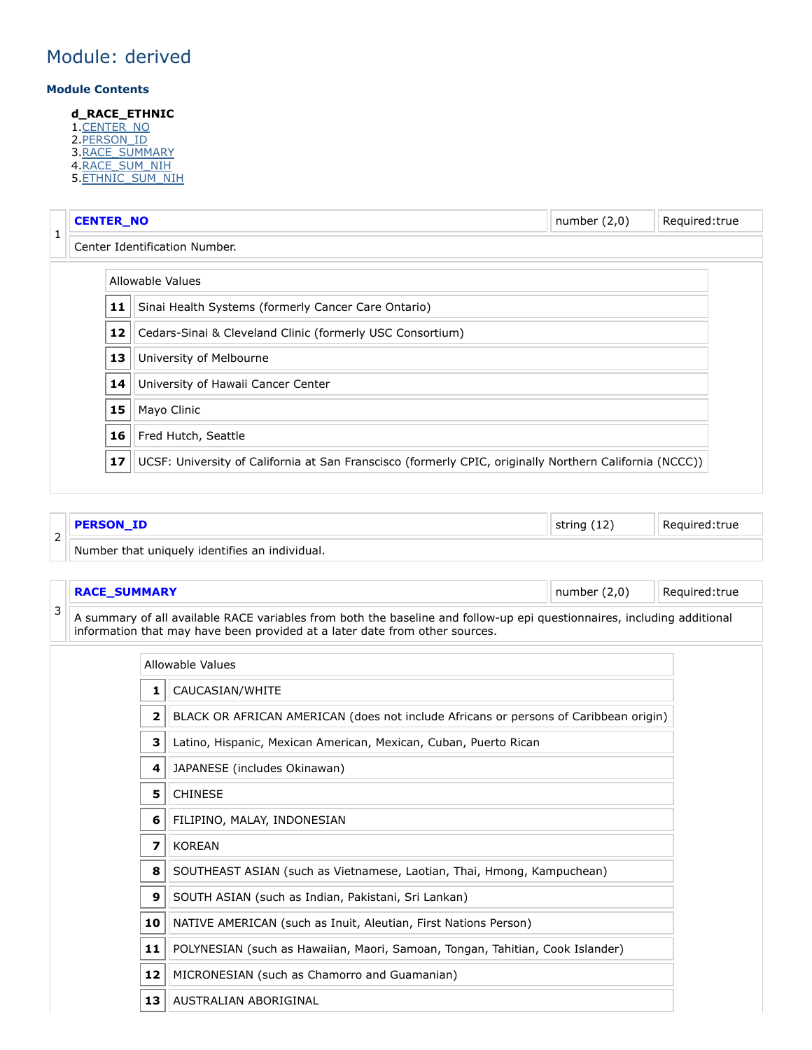# Module: derived

### Module Contents

**d_RACE_ETHNIC**

1. CENTER_NO
2. PERSON_ID
3. RACE_SUMMARY
4. RACE_SUM_NIH
5. ETHNIC_SUM_NIH

| 1 | **CENTER_NO** | number (2,0) | Required:true |
|---|---|---|---|
| | Center Identification Number. | | |

| Allowable Values | |
|---|---|
| **11** | Sinai Health Systems (formerly Cancer Care Ontario) |
| **12** | Cedars-Sinai & Cleveland Clinic (formerly USC Consortium) |
| **13** | University of Melbourne |
| **14** | University of Hawaii Cancer Center |
| **15** | Mayo Clinic |
| **16** | Fred Hutch, Seattle |
| **17** | UCSF: University of California at San Franscisco (formerly CPIC, originally Northern California (NCCC)) |

| 2 | **PERSON_ID** | string (12) | Required:true |
|---|---|---|---|
| | Number that uniquely identifies an individual. | | |

| 3 | **RACE_SUMMARY** | number (2,0) | Required:true |
|---|---|---|---|
| | A summary of all available RACE variables from both the baseline and follow-up epi questionnaires, including additional information that may have been provided at a later date from other sources. | | |

| Allowable Values | |
|---|---|
| **1** | CAUCASIAN/WHITE |
| **2** | BLACK OR AFRICAN AMERICAN (does not include Africans or persons of Caribbean origin) |
| **3** | Latino, Hispanic, Mexican American, Mexican, Cuban, Puerto Rican |
| **4** | JAPANESE (includes Okinawan) |
| **5** | CHINESE |
| **6** | FILIPINO, MALAY, INDONESIAN |
| **7** | KOREAN |
| **8** | SOUTHEAST ASIAN (such as Vietnamese, Laotian, Thai, Hmong, Kampuchean) |
| **9** | SOUTH ASIAN (such as Indian, Pakistani, Sri Lankan) |
| **10** | NATIVE AMERICAN (such as Inuit, Aleutian, First Nations Person) |
| **11** | POLYNESIAN (such as Hawaiian, Maori, Samoan, Tongan, Tahitian, Cook Islander) |
| **12** | MICRONESIAN (such as Chamorro and Guamanian) |
| **13** | AUSTRALIAN ABORIGINAL |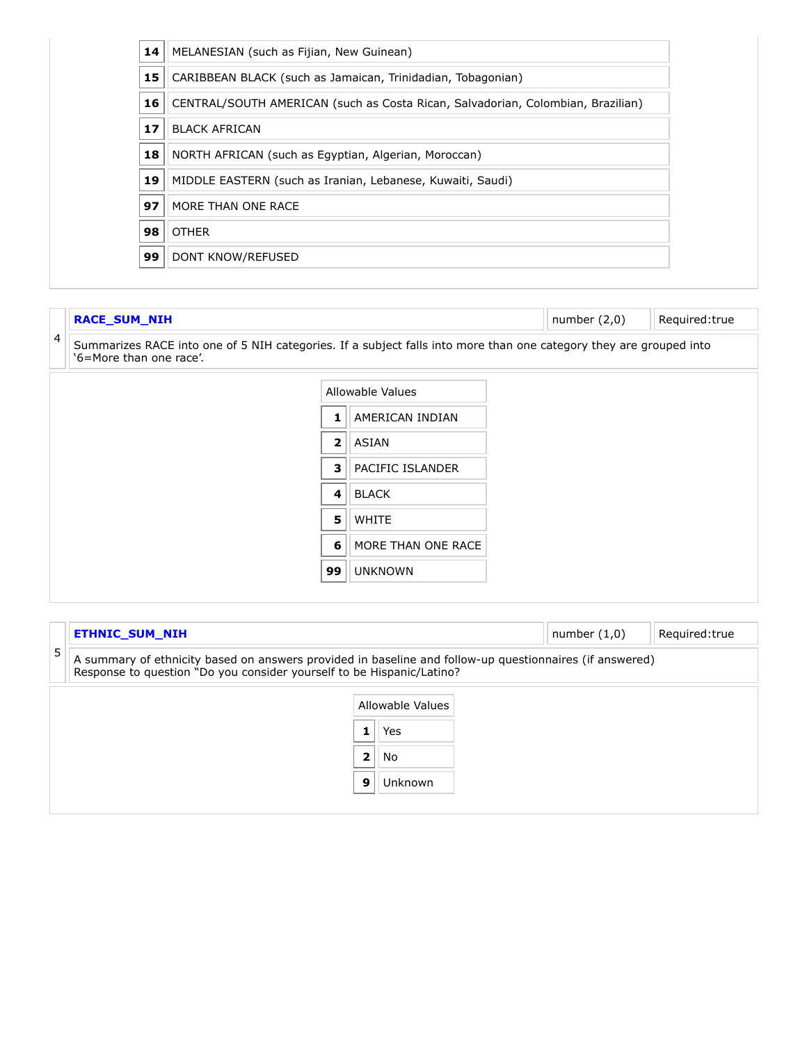| | |
|---|---|
| 14 | MELANESIAN (such as Fijian, New Guinean) |
| 15 | CARIBBEAN BLACK (such as Jamaican, Trinidadian, Tobagonian) |
| 16 | CENTRAL/SOUTH AMERICAN (such as Costa Rican, Salvadorian, Colombian, Brazilian) |
| 17 | BLACK AFRICAN |
| 18 | NORTH AFRICAN (such as Egyptian, Algerian, Moroccan) |
| 19 | MIDDLE EASTERN (such as Iranian, Lebanese, Kuwaiti, Saudi) |
| 97 | MORE THAN ONE RACE |
| 98 | OTHER |
| 99 | DONT KNOW/REFUSED |

| 4 | RACE_SUM_NIH | number (2,0) | Required:true |
|---|---|---|---|
| | Summarizes RACE into one of 5 NIH categories. If a subject falls into more than one category they are grouped into '6=More than one race'. | | |

| Allowable Values | |
|---|---|
| 1 | AMERICAN INDIAN |
| 2 | ASIAN |
| 3 | PACIFIC ISLANDER |
| 4 | BLACK |
| 5 | WHITE |
| 6 | MORE THAN ONE RACE |
| 99 | UNKNOWN |

| 5 | ETHNIC_SUM_NIH | number (1,0) | Required:true |
|---|---|---|---|
| | A summary of ethnicity based on answers provided in baseline and follow-up questionnaires (if answered) Response to question "Do you consider yourself to be Hispanic/Latino? | | |

| Allowable Values | |
|---|---|
| 1 | Yes |
| 2 | No |
| 9 | Unknown |